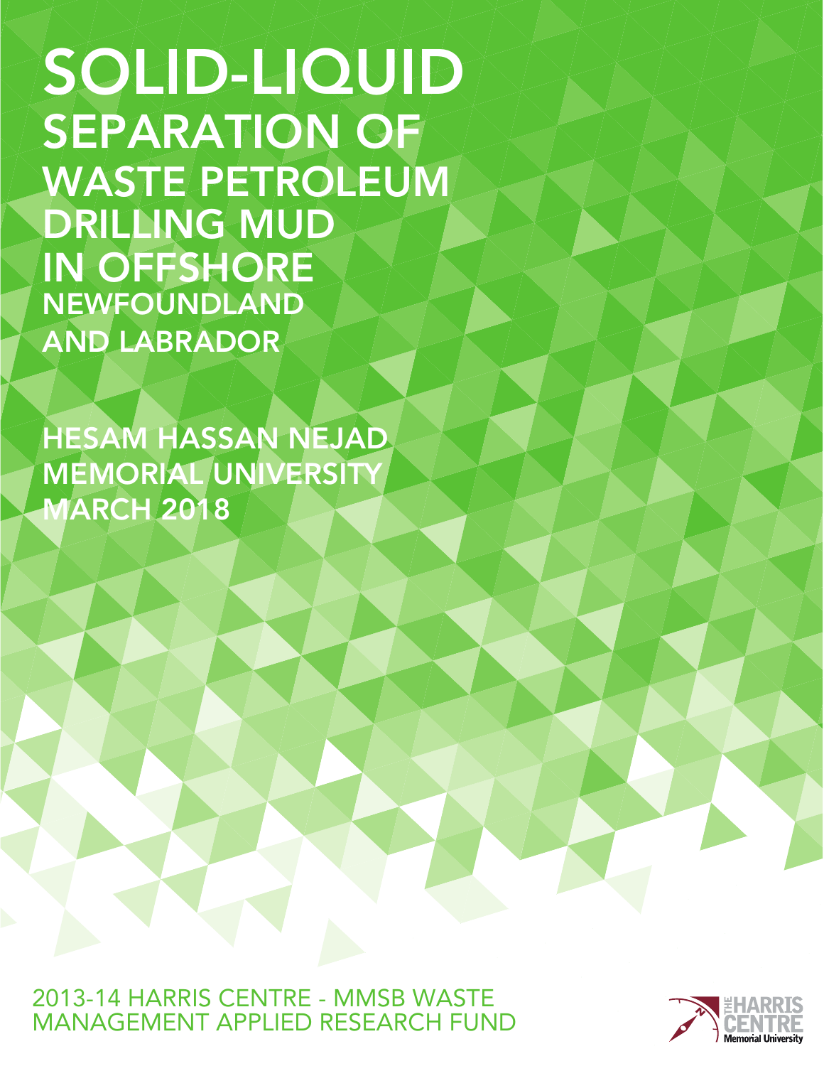# SOLID-LIQUID SEPARATION OF WASTE PETROLEUM DRILLING MUD IN OFFSHORE NEWFOUNDLAND AND LABRADOR

HESAM HASSAN NEJAD

MEMORIAL UNIVERSITY

MARCH 2018

2013-14 HARRIS CENTRE - MMSB WASTE MANAGEMENT APPLIED RESEARCH FUND

THE HARRIS CENTRE

Memorial University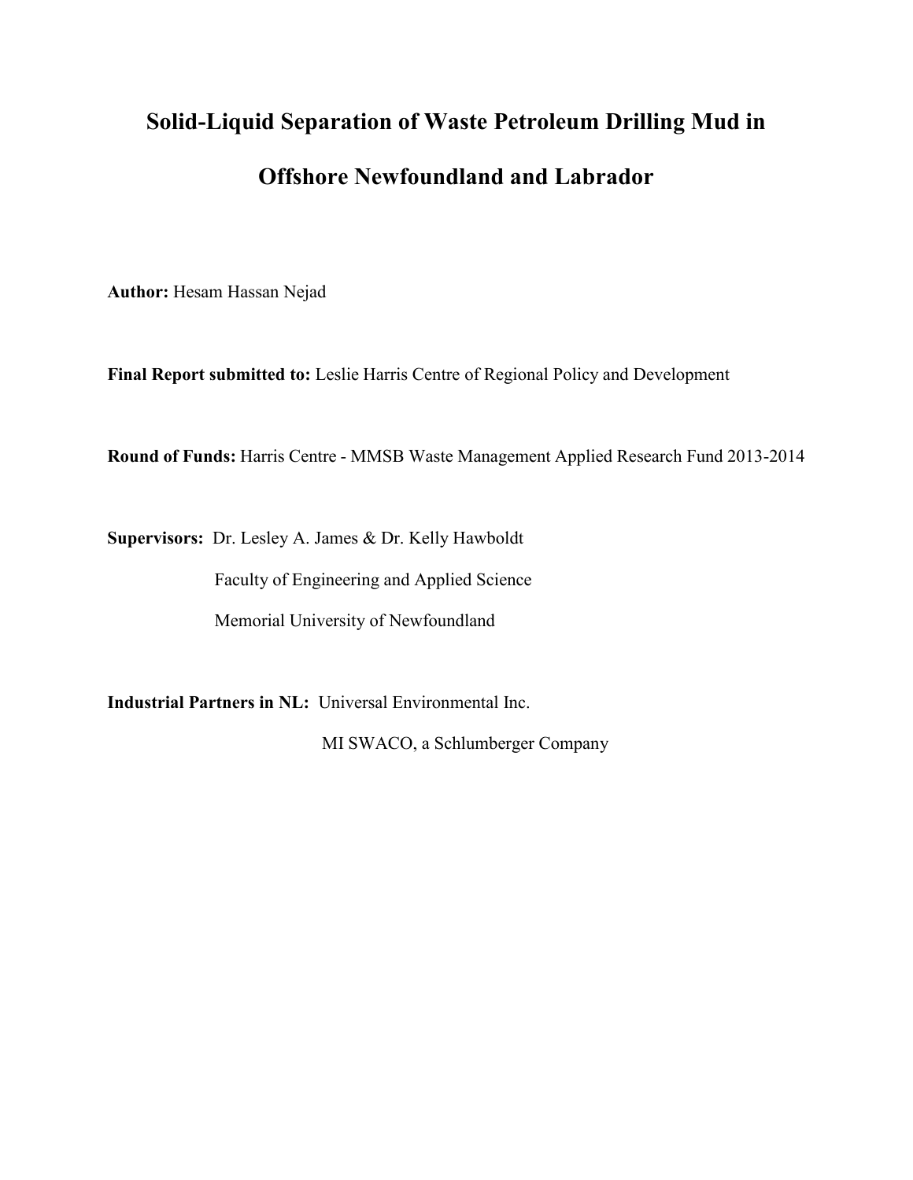# Solid-Liquid Separation of Waste Petroleum Drilling Mud in Offshore Newfoundland and Labrador

**Author:** Hesam Hassan Nejad

**Final Report submitted to:** Leslie Harris Centre of Regional Policy and Development

**Round of Funds:** Harris Centre - MMSB Waste Management Applied Research Fund 2013-2014

**Supervisors:** Dr. Lesley A. James & Dr. Kelly Hawboldt

Faculty of Engineering and Applied Science

Memorial University of Newfoundland

**Industrial Partners in NL:** Universal Environmental Inc.

MI SWACO, a Schlumberger Company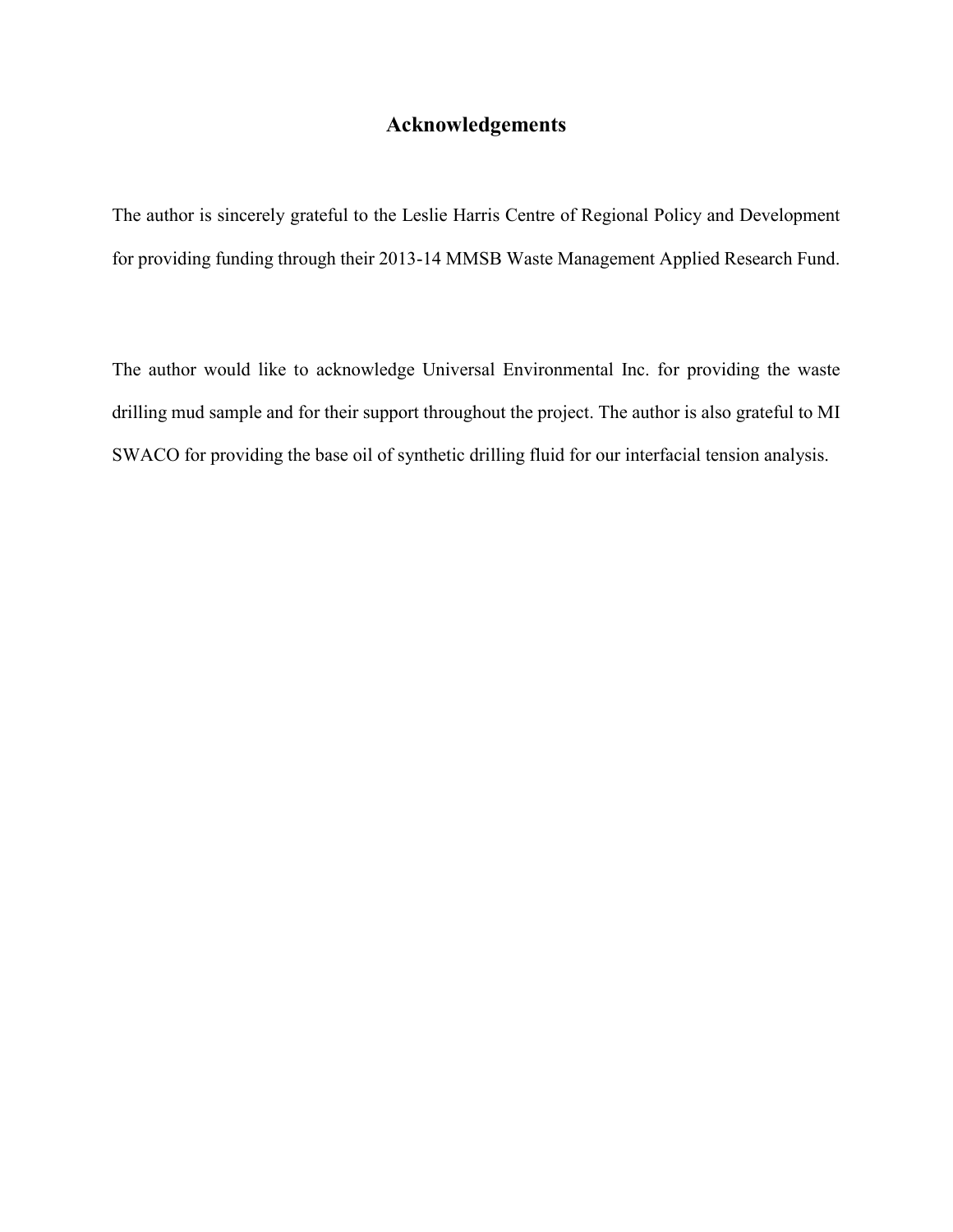# Acknowledgements

The author is sincerely grateful to the Leslie Harris Centre of Regional Policy and Development for providing funding through their 2013-14 MMSB Waste Management Applied Research Fund.

The author would like to acknowledge Universal Environmental Inc. for providing the waste drilling mud sample and for their support throughout the project. The author is also grateful to MI SWACO for providing the base oil of synthetic drilling fluid for our interfacial tension analysis.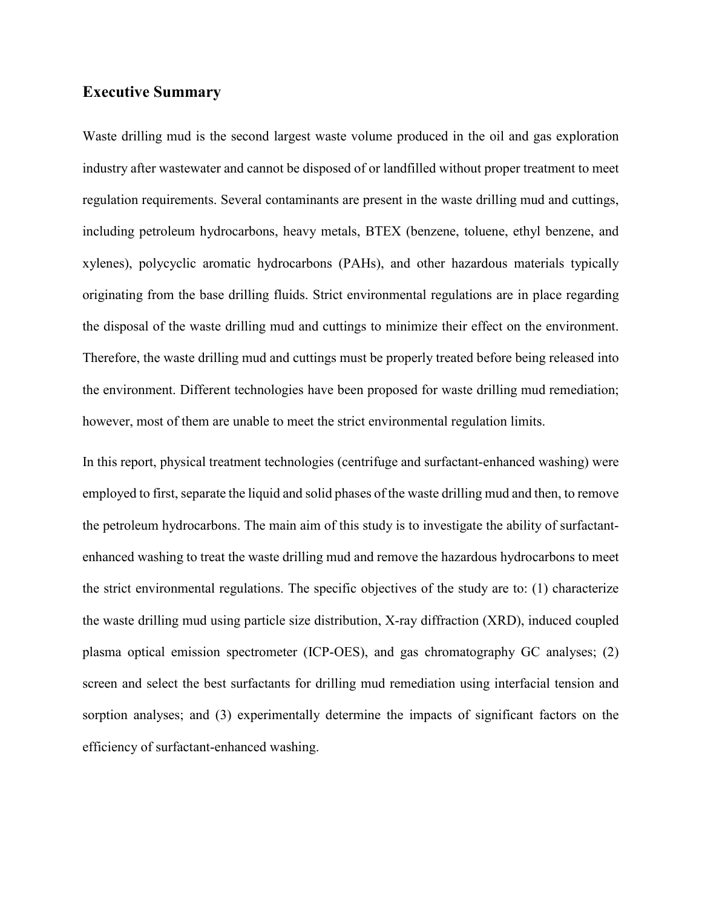## Executive Summary

Waste drilling mud is the second largest waste volume produced in the oil and gas exploration industry after wastewater and cannot be disposed of or landfilled without proper treatment to meet regulation requirements. Several contaminants are present in the waste drilling mud and cuttings, including petroleum hydrocarbons, heavy metals, BTEX (benzene, toluene, ethyl benzene, and xylenes), polycyclic aromatic hydrocarbons (PAHs), and other hazardous materials typically originating from the base drilling fluids. Strict environmental regulations are in place regarding the disposal of the waste drilling mud and cuttings to minimize their effect on the environment. Therefore, the waste drilling mud and cuttings must be properly treated before being released into the environment. Different technologies have been proposed for waste drilling mud remediation; however, most of them are unable to meet the strict environmental regulation limits.

In this report, physical treatment technologies (centrifuge and surfactant-enhanced washing) were employed to first, separate the liquid and solid phases of the waste drilling mud and then, to remove the petroleum hydrocarbons. The main aim of this study is to investigate the ability of surfactant-enhanced washing to treat the waste drilling mud and remove the hazardous hydrocarbons to meet the strict environmental regulations. The specific objectives of the study are to: (1) characterize the waste drilling mud using particle size distribution, X-ray diffraction (XRD), induced coupled plasma optical emission spectrometer (ICP-OES), and gas chromatography GC analyses; (2) screen and select the best surfactants for drilling mud remediation using interfacial tension and sorption analyses; and (3) experimentally determine the impacts of significant factors on the efficiency of surfactant-enhanced washing.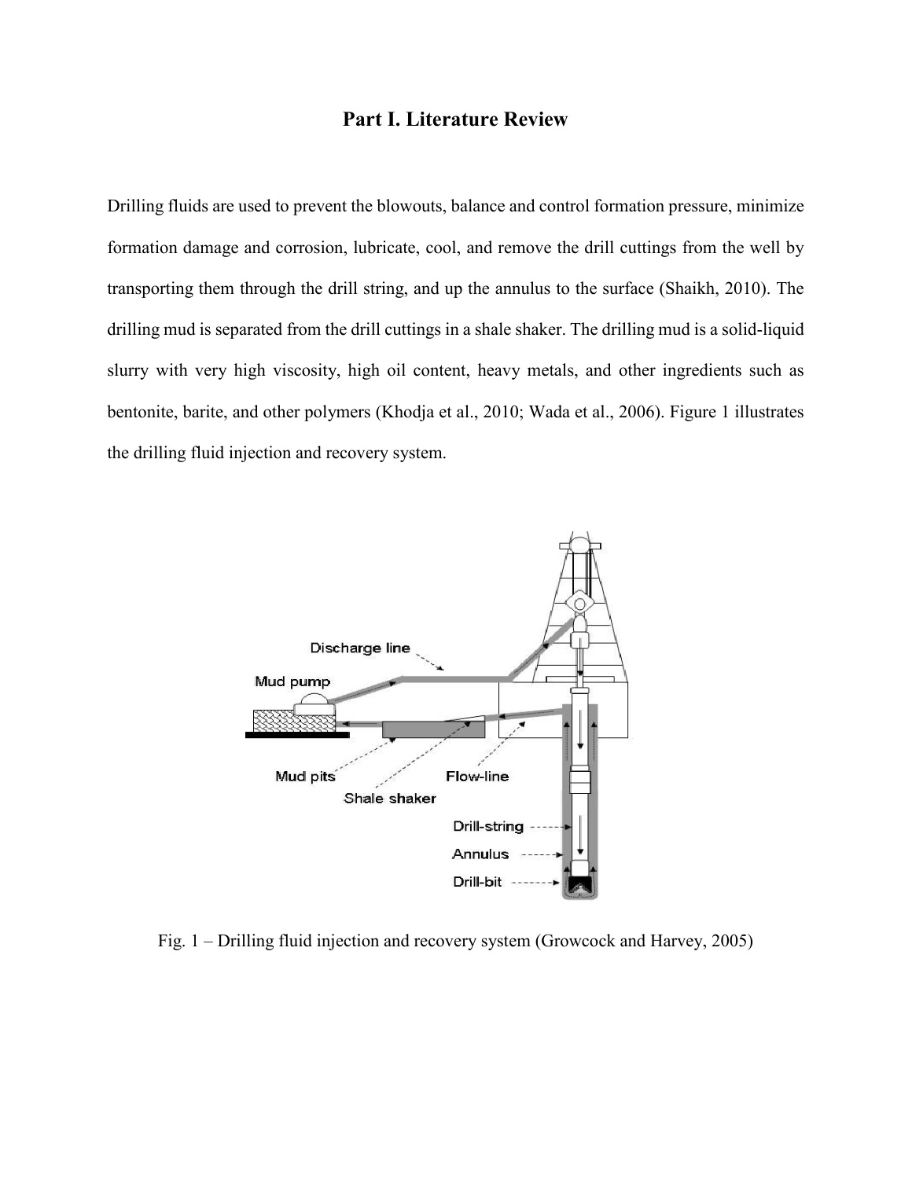# Part I. Literature Review

Drilling fluids are used to prevent the blowouts, balance and control formation pressure, minimize formation damage and corrosion, lubricate, cool, and remove the drill cuttings from the well by transporting them through the drill string, and up the annulus to the surface (Shaikh, 2010). The drilling mud is separated from the drill cuttings in a shale shaker. The drilling mud is a solid-liquid slurry with very high viscosity, high oil content, heavy metals, and other ingredients such as bentonite, barite, and other polymers (Khodja et al., 2010; Wada et al., 2006). Figure 1 illustrates the drilling fluid injection and recovery system.

Fig. 1 – Drilling fluid injection and recovery system (Growcock and Harvey, 2005)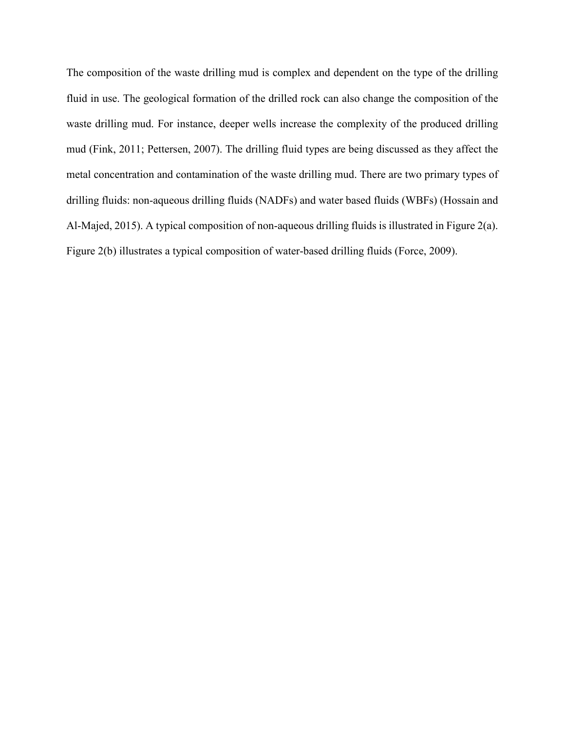The composition of the waste drilling mud is complex and dependent on the type of the drilling fluid in use. The geological formation of the drilled rock can also change the composition of the waste drilling mud. For instance, deeper wells increase the complexity of the produced drilling mud (Fink, 2011; Pettersen, 2007). The drilling fluid types are being discussed as they affect the metal concentration and contamination of the waste drilling mud. There are two primary types of drilling fluids: non-aqueous drilling fluids (NADFs) and water based fluids (WBFs) (Hossain and Al-Majed, 2015). A typical composition of non-aqueous drilling fluids is illustrated in Figure 2(a). Figure 2(b) illustrates a typical composition of water-based drilling fluids (Force, 2009).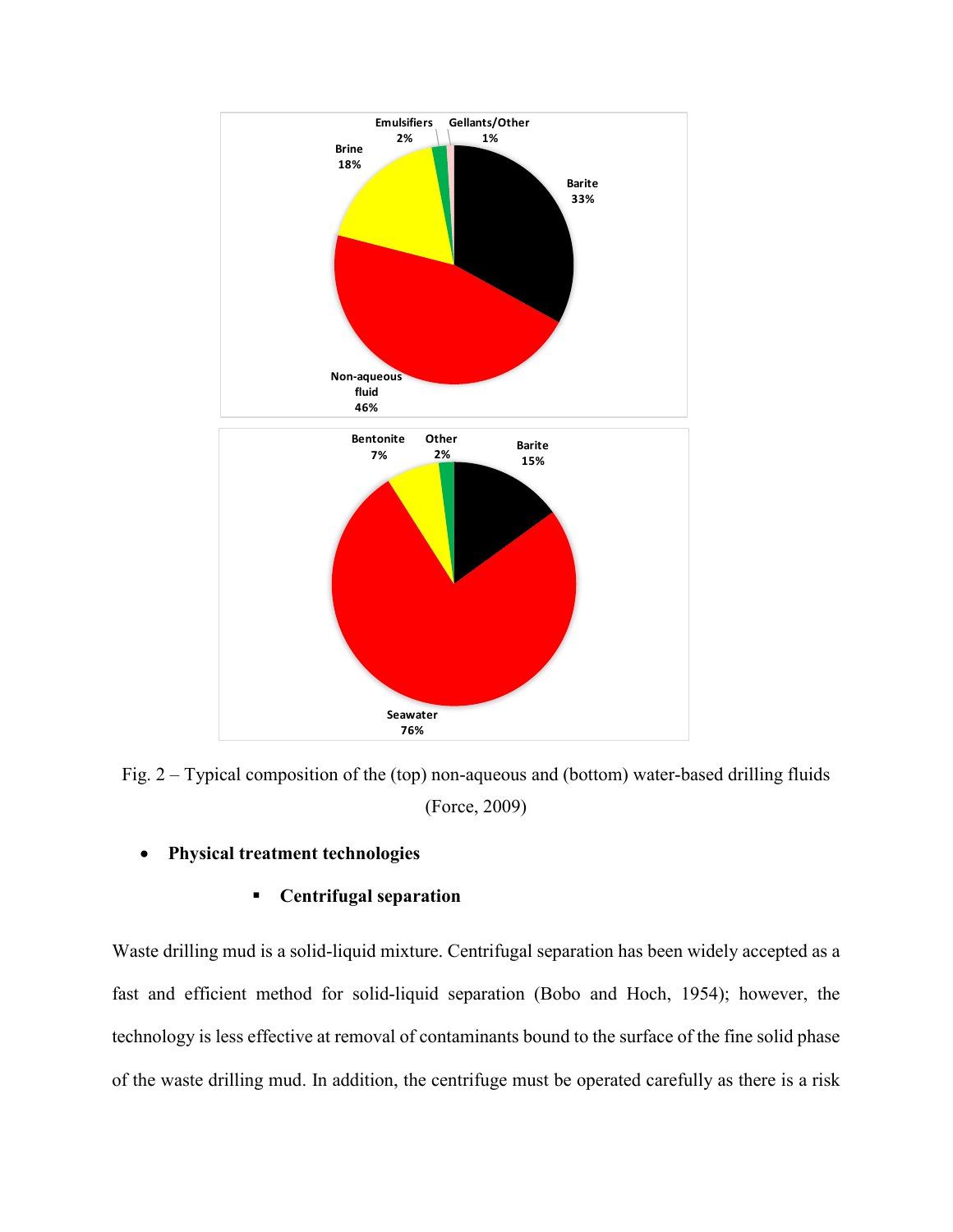Fig. 2 – Typical composition of the (top) non-aqueous and (bottom) water-based drilling fluids (Force, 2009)

- **Physical treatment technologies**
  - **Centrifugal separation**

Waste drilling mud is a solid-liquid mixture. Centrifugal separation has been widely accepted as a fast and efficient method for solid-liquid separation (Bobo and Hoch, 1954); however, the technology is less effective at removal of contaminants bound to the surface of the fine solid phase of the waste drilling mud. In addition, the centrifuge must be operated carefully as there is a risk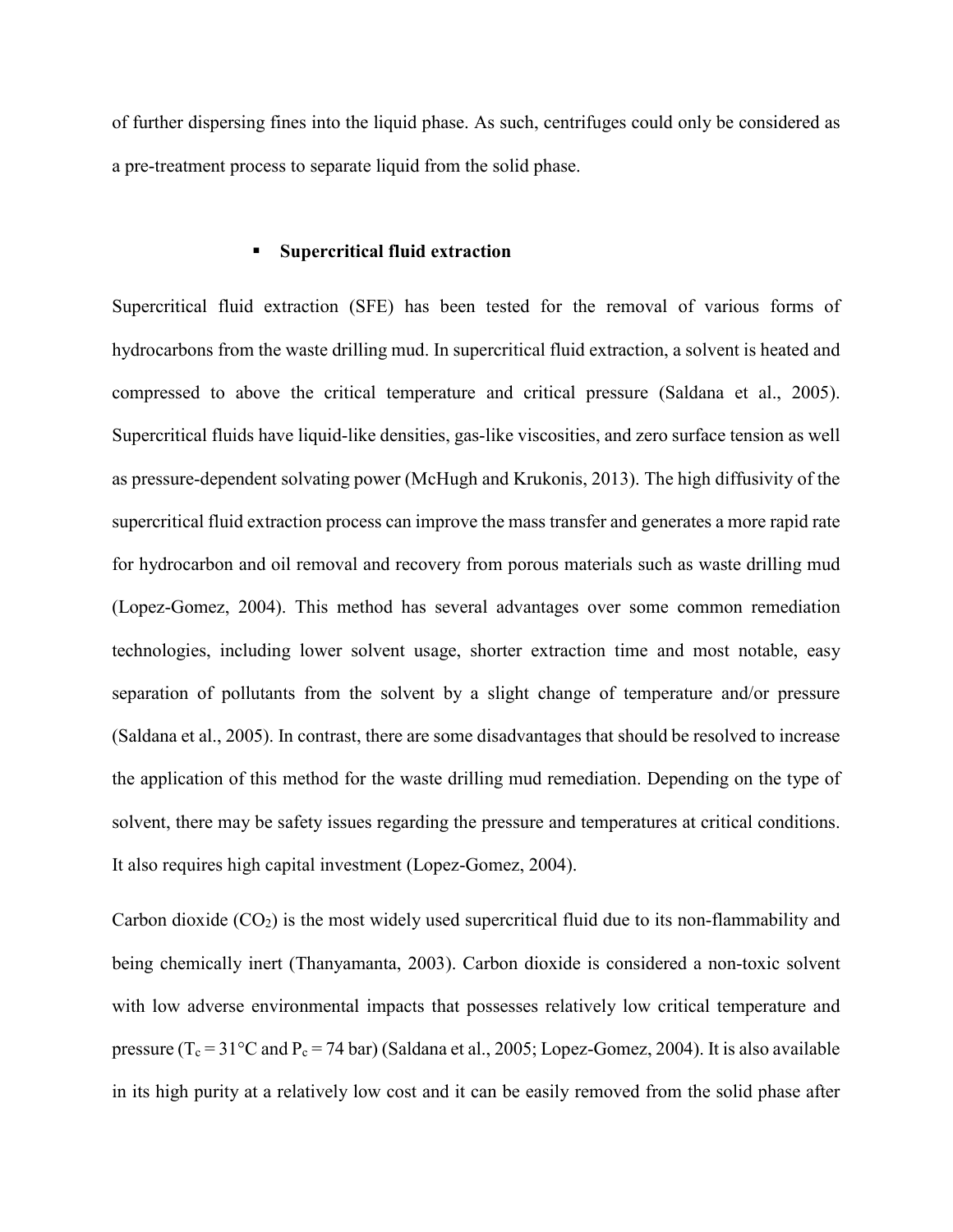of further dispersing fines into the liquid phase. As such, centrifuges could only be considered as a pre-treatment process to separate liquid from the solid phase.

- **Supercritical fluid extraction**

Supercritical fluid extraction (SFE) has been tested for the removal of various forms of hydrocarbons from the waste drilling mud. In supercritical fluid extraction, a solvent is heated and compressed to above the critical temperature and critical pressure (Saldana et al., 2005). Supercritical fluids have liquid-like densities, gas-like viscosities, and zero surface tension as well as pressure-dependent solvating power (McHugh and Krukonis, 2013). The high diffusivity of the supercritical fluid extraction process can improve the mass transfer and generates a more rapid rate for hydrocarbon and oil removal and recovery from porous materials such as waste drilling mud (Lopez-Gomez, 2004). This method has several advantages over some common remediation technologies, including lower solvent usage, shorter extraction time and most notable, easy separation of pollutants from the solvent by a slight change of temperature and/or pressure (Saldana et al., 2005). In contrast, there are some disadvantages that should be resolved to increase the application of this method for the waste drilling mud remediation. Depending on the type of solvent, there may be safety issues regarding the pressure and temperatures at critical conditions. It also requires high capital investment (Lopez-Gomez, 2004).

Carbon dioxide ($CO_2$) is the most widely used supercritical fluid due to its non-flammability and being chemically inert (Thanyamanta, 2003). Carbon dioxide is considered a non-toxic solvent with low adverse environmental impacts that possesses relatively low critical temperature and pressure ($T_c = 31°C$ and $P_c = 74$ bar) (Saldana et al., 2005; Lopez-Gomez, 2004). It is also available in its high purity at a relatively low cost and it can be easily removed from the solid phase after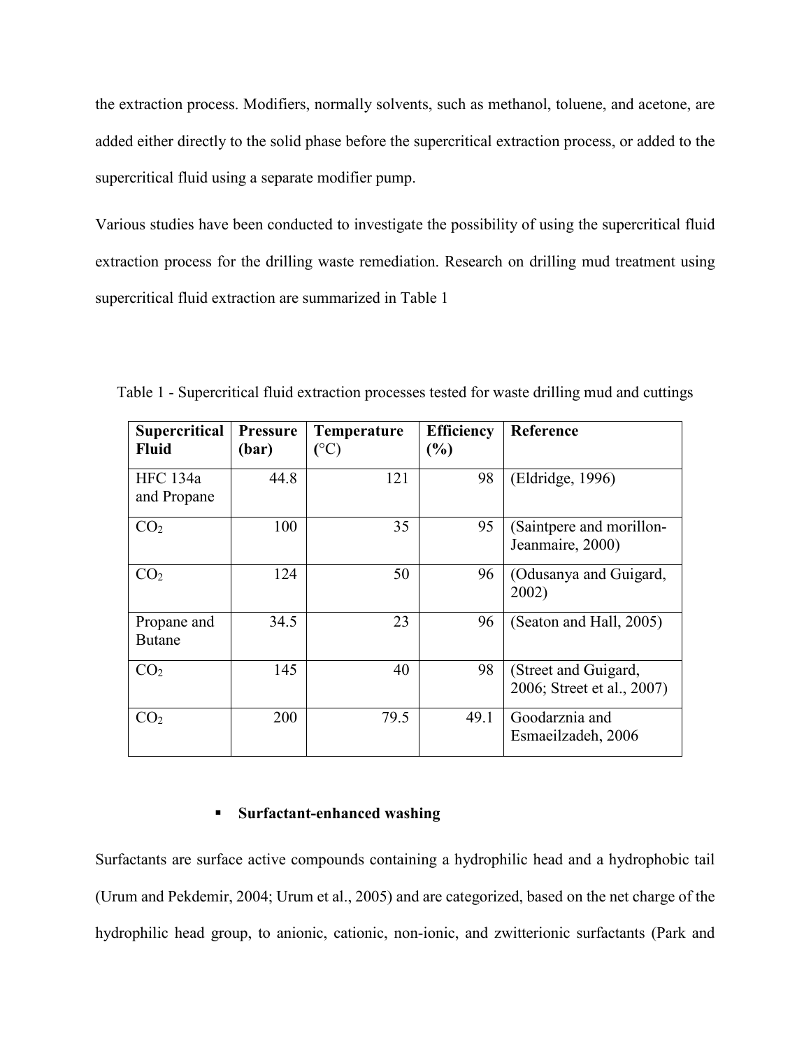the extraction process. Modifiers, normally solvents, such as methanol, toluene, and acetone, are added either directly to the solid phase before the supercritical extraction process, or added to the supercritical fluid using a separate modifier pump.

Various studies have been conducted to investigate the possibility of using the supercritical fluid extraction process for the drilling waste remediation. Research on drilling mud treatment using supercritical fluid extraction are summarized in Table 1

Table 1 - Supercritical fluid extraction processes tested for waste drilling mud and cuttings

| **Supercritical Fluid** | **Pressure (bar)** | **Temperature (°C)** | **Efficiency (%)** | **Reference** |
|---|---|---|---|---|
| HFC 134a and Propane | 44.8 | 121 | 98 | (Eldridge, 1996) |
| $CO_2$ | 100 | 35 | 95 | (Saintpere and morillon-Jeanmaire, 2000) |
| $CO_2$ | 124 | 50 | 96 | (Odusanya and Guigard, 2002) |
| Propane and Butane | 34.5 | 23 | 96 | (Seaton and Hall, 2005) |
| $CO_2$ | 145 | 40 | 98 | (Street and Guigard, 2006; Street et al., 2007) |
| $CO_2$ | 200 | 79.5 | 49.1 | Goodarznia and Esmaeilzadeh, 2006 |

- **Surfactant-enhanced washing**

Surfactants are surface active compounds containing a hydrophilic head and a hydrophobic tail (Urum and Pekdemir, 2004; Urum et al., 2005) and are categorized, based on the net charge of the hydrophilic head group, to anionic, cationic, non-ionic, and zwitterionic surfactants (Park and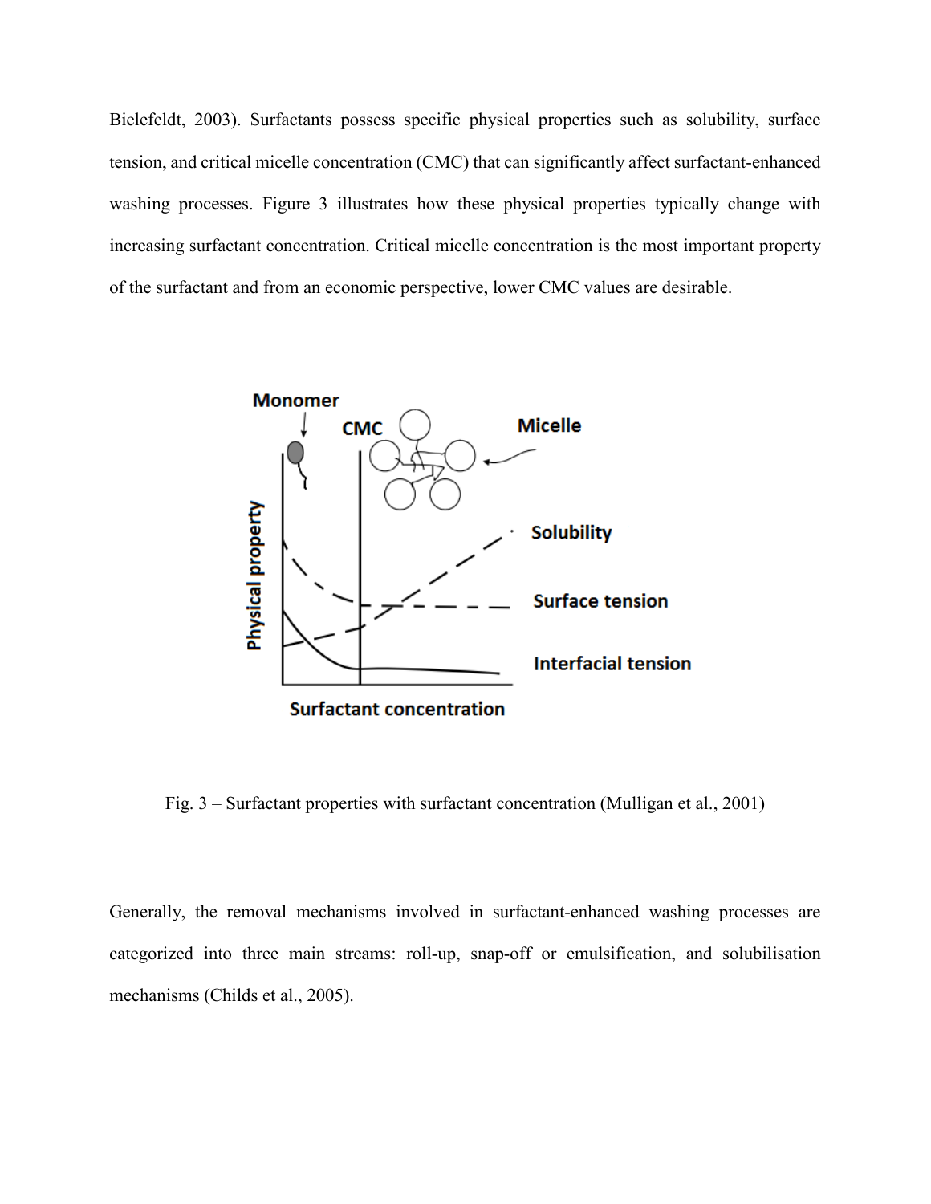Bielefeldt, 2003). Surfactants possess specific physical properties such as solubility, surface tension, and critical micelle concentration (CMC) that can significantly affect surfactant-enhanced washing processes. Figure 3 illustrates how these physical properties typically change with increasing surfactant concentration. Critical micelle concentration is the most important property of the surfactant and from an economic perspective, lower CMC values are desirable.

Fig. 3 – Surfactant properties with surfactant concentration (Mulligan et al., 2001)

Generally, the removal mechanisms involved in surfactant-enhanced washing processes are categorized into three main streams: roll-up, snap-off or emulsification, and solubilisation mechanisms (Childs et al., 2005).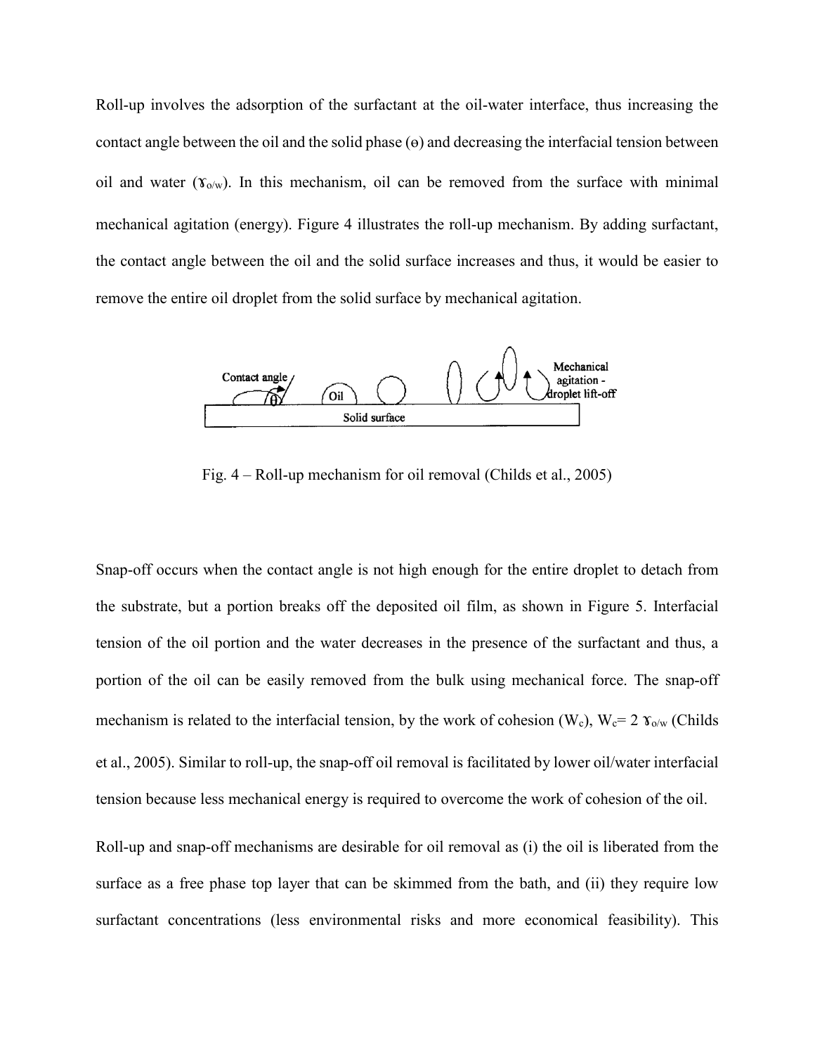Roll-up involves the adsorption of the surfactant at the oil-water interface, thus increasing the contact angle between the oil and the solid phase ($\theta$) and decreasing the interfacial tension between oil and water ($\gamma_{o/w}$). In this mechanism, oil can be removed from the surface with minimal mechanical agitation (energy). Figure 4 illustrates the roll-up mechanism. By adding surfactant, the contact angle between the oil and the solid surface increases and thus, it would be easier to remove the entire oil droplet from the solid surface by mechanical agitation.

Fig. 4 – Roll-up mechanism for oil removal (Childs et al., 2005)

Snap-off occurs when the contact angle is not high enough for the entire droplet to detach from the substrate, but a portion breaks off the deposited oil film, as shown in Figure 5. Interfacial tension of the oil portion and the water decreases in the presence of the surfactant and thus, a portion of the oil can be easily removed from the bulk using mechanical force. The snap-off mechanism is related to the interfacial tension, by the work of cohesion ($W_c$), $W_c = 2\ \gamma_{o/w}$ (Childs et al., 2005). Similar to roll-up, the snap-off oil removal is facilitated by lower oil/water interfacial tension because less mechanical energy is required to overcome the work of cohesion of the oil.

Roll-up and snap-off mechanisms are desirable for oil removal as (i) the oil is liberated from the surface as a free phase top layer that can be skimmed from the bath, and (ii) they require low surfactant concentrations (less environmental risks and more economical feasibility). This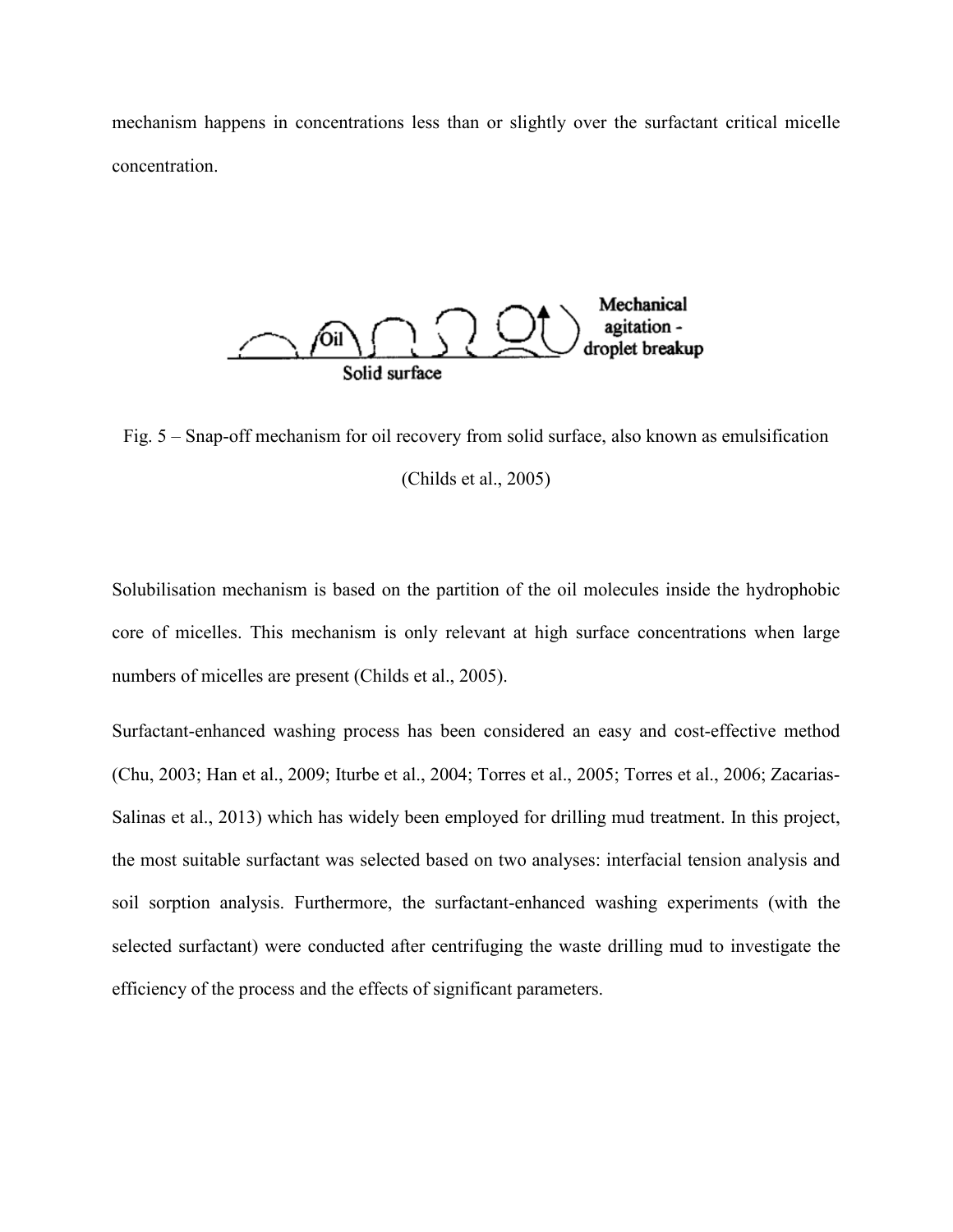mechanism happens in concentrations less than or slightly over the surfactant critical micelle concentration.

Fig. 5 – Snap-off mechanism for oil recovery from solid surface, also known as emulsification (Childs et al., 2005)

Solubilisation mechanism is based on the partition of the oil molecules inside the hydrophobic core of micelles. This mechanism is only relevant at high surface concentrations when large numbers of micelles are present (Childs et al., 2005).

Surfactant-enhanced washing process has been considered an easy and cost-effective method (Chu, 2003; Han et al., 2009; Iturbe et al., 2004; Torres et al., 2005; Torres et al., 2006; Zacarias-Salinas et al., 2013) which has widely been employed for drilling mud treatment. In this project, the most suitable surfactant was selected based on two analyses: interfacial tension analysis and soil sorption analysis. Furthermore, the surfactant-enhanced washing experiments (with the selected surfactant) were conducted after centrifuging the waste drilling mud to investigate the efficiency of the process and the effects of significant parameters.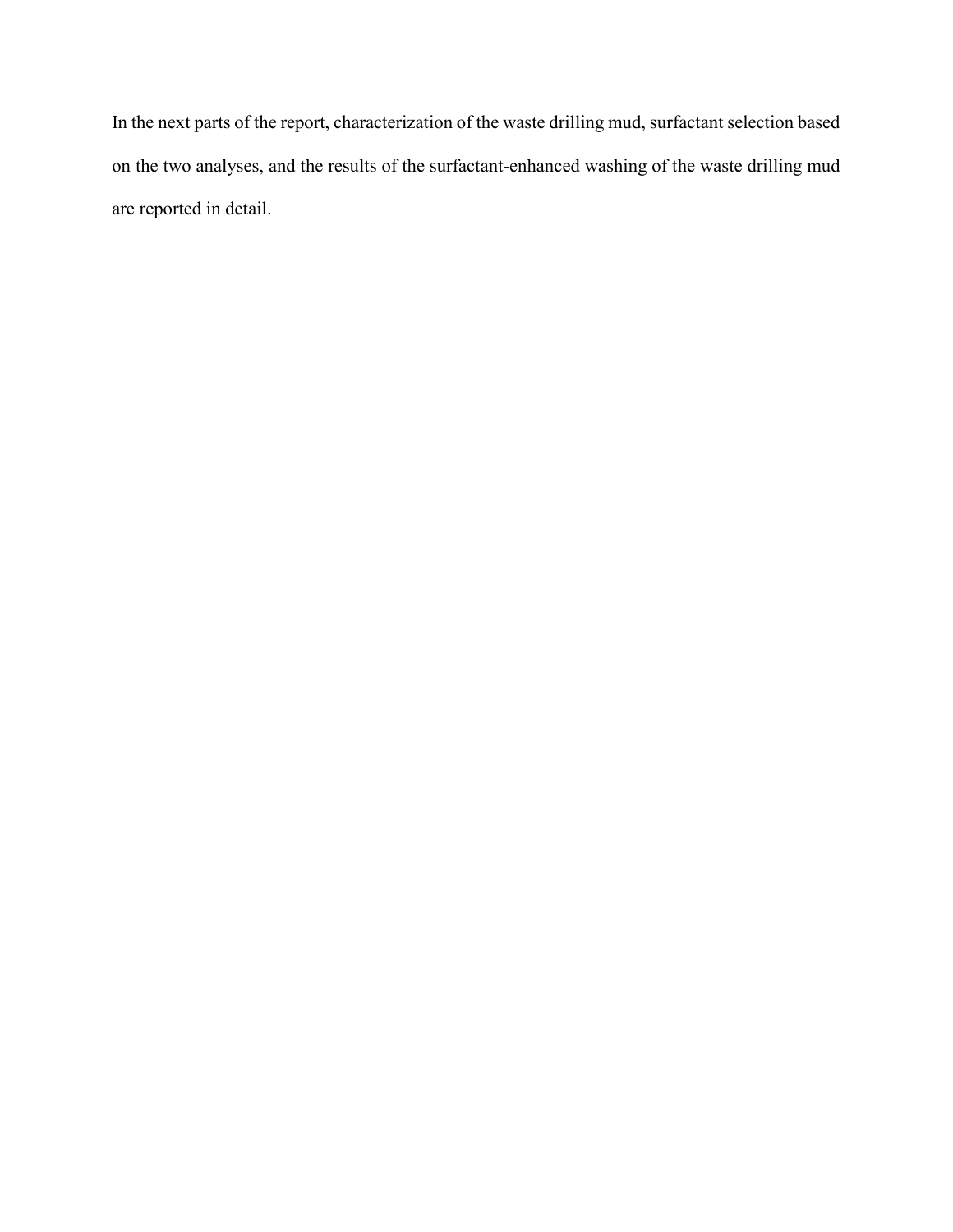In the next parts of the report, characterization of the waste drilling mud, surfactant selection based on the two analyses, and the results of the surfactant-enhanced washing of the waste drilling mud are reported in detail.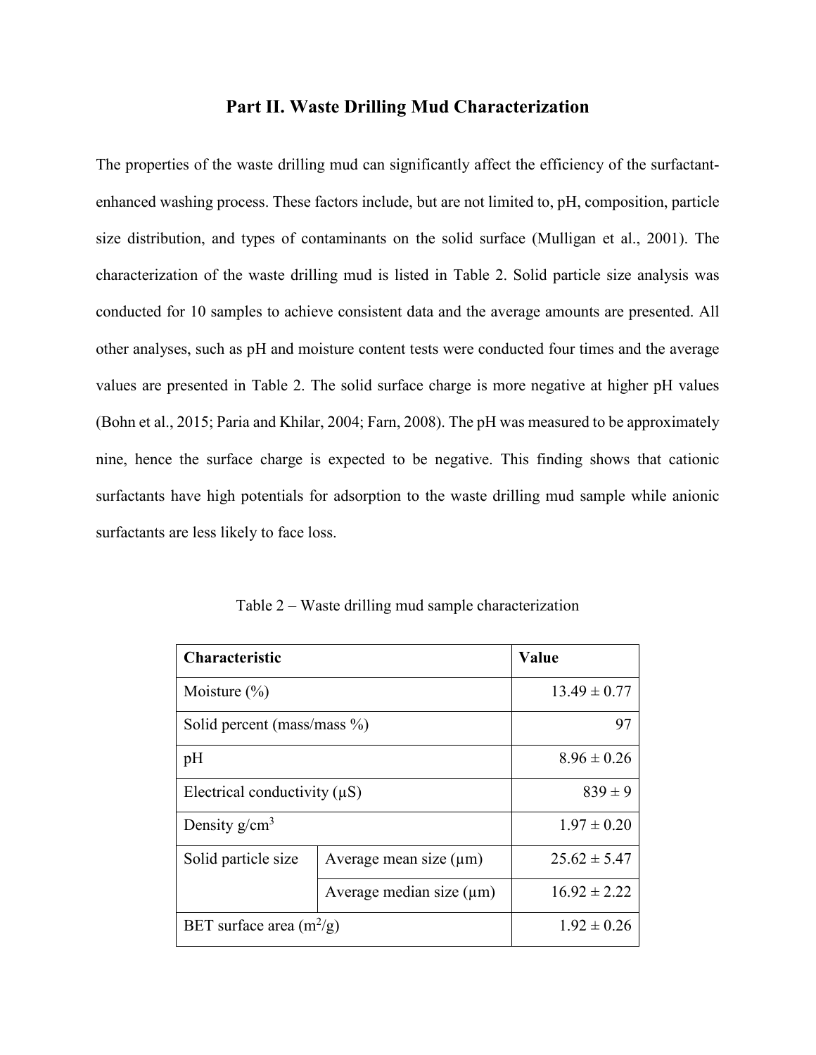## Part II. Waste Drilling Mud Characterization

The properties of the waste drilling mud can significantly affect the efficiency of the surfactant-enhanced washing process. These factors include, but are not limited to, pH, composition, particle size distribution, and types of contaminants on the solid surface (Mulligan et al., 2001). The characterization of the waste drilling mud is listed in Table 2. Solid particle size analysis was conducted for 10 samples to achieve consistent data and the average amounts are presented. All other analyses, such as pH and moisture content tests were conducted four times and the average values are presented in Table 2. The solid surface charge is more negative at higher pH values (Bohn et al., 2015; Paria and Khilar, 2004; Farn, 2008). The pH was measured to be approximately nine, hence the surface charge is expected to be negative. This finding shows that cationic surfactants have high potentials for adsorption to the waste drilling mud sample while anionic surfactants are less likely to face loss.

Table 2 – Waste drilling mud sample characterization

| Characteristic | | Value |
|---|---|---|
| Moisture (%) | | $13.49 \pm 0.77$ |
| Solid percent (mass/mass %) | | 97 |
| pH | | $8.96 \pm 0.26$ |
| Electrical conductivity (μS) | | $839 \pm 9$ |
| Density g/cm$^3$ | | $1.97 \pm 0.20$ |
| Solid particle size | Average mean size (μm) | $25.62 \pm 5.47$ |
| | Average median size (μm) | $16.92 \pm 2.22$ |
| BET surface area (m$^2$/g) | | $1.92 \pm 0.26$ |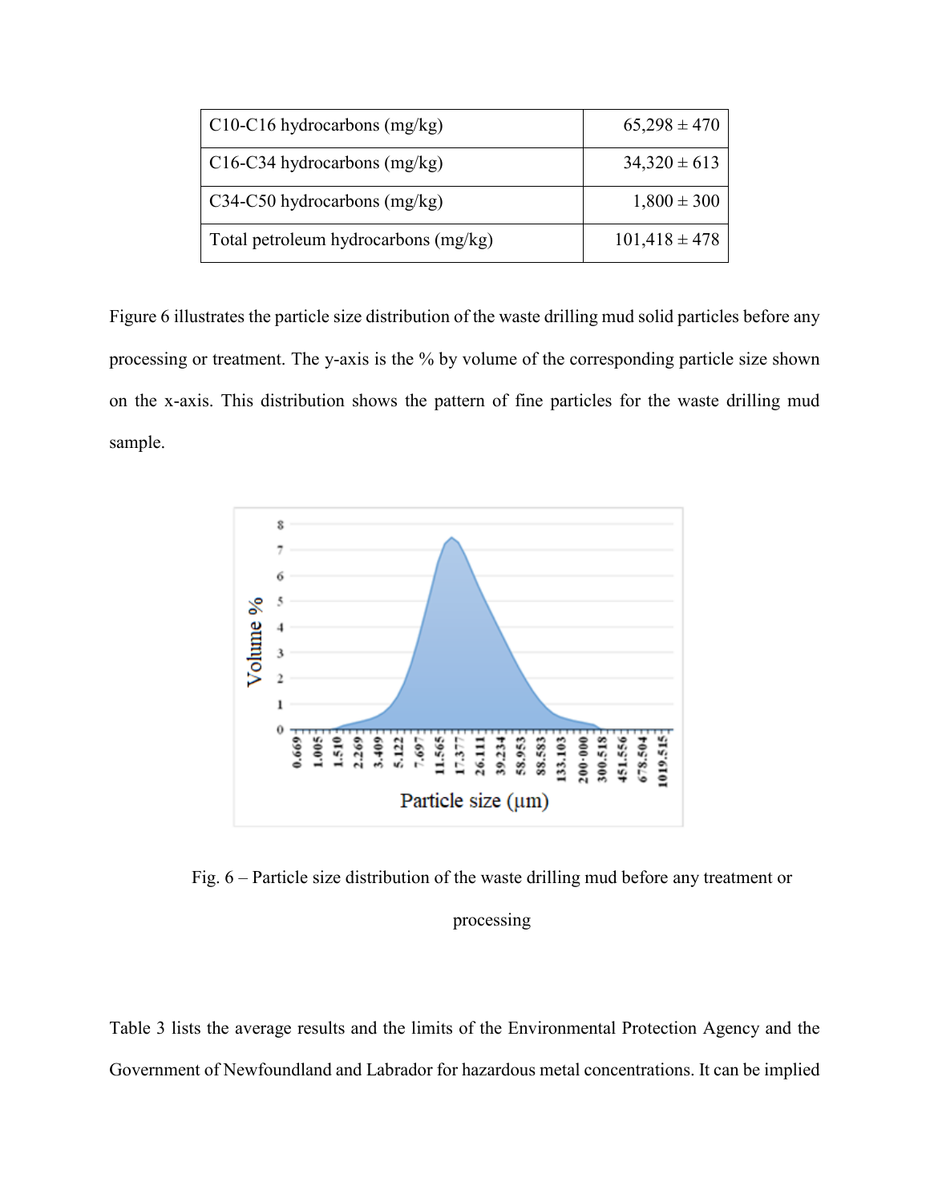| | |
|---|---|
| C10-C16 hydrocarbons (mg/kg) | 65,298 ± 470 |
| C16-C34 hydrocarbons (mg/kg) | 34,320 ± 613 |
| C34-C50 hydrocarbons (mg/kg) | 1,800 ± 300 |
| Total petroleum hydrocarbons (mg/kg) | 101,418 ± 478 |

Figure 6 illustrates the particle size distribution of the waste drilling mud solid particles before any processing or treatment. The y-axis is the % by volume of the corresponding particle size shown on the x-axis. This distribution shows the pattern of fine particles for the waste drilling mud sample.

Fig. 6 – Particle size distribution of the waste drilling mud before any treatment or processing

Table 3 lists the average results and the limits of the Environmental Protection Agency and the Government of Newfoundland and Labrador for hazardous metal concentrations. It can be implied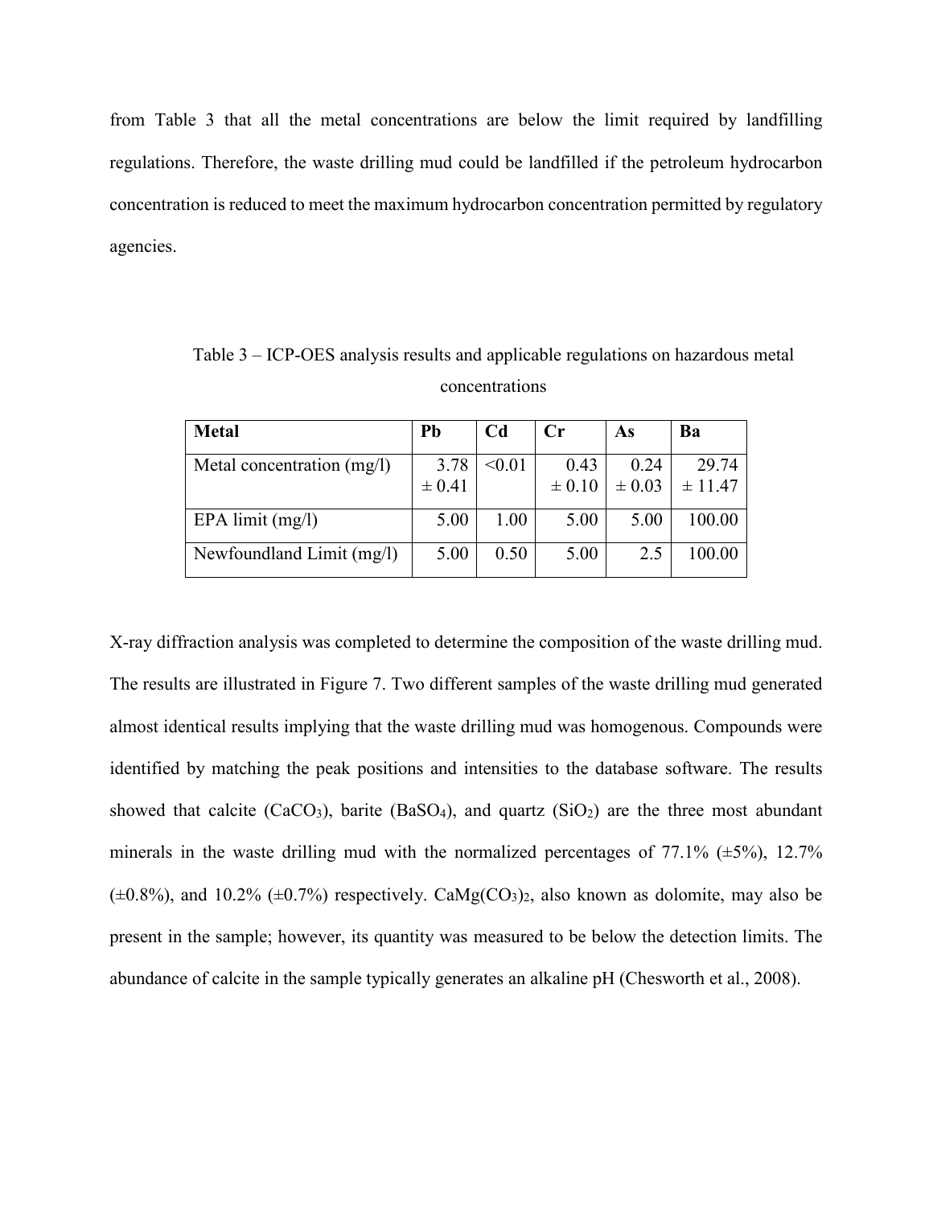from Table 3 that all the metal concentrations are below the limit required by landfilling regulations. Therefore, the waste drilling mud could be landfilled if the petroleum hydrocarbon concentration is reduced to meet the maximum hydrocarbon concentration permitted by regulatory agencies.

Table 3 – ICP-OES analysis results and applicable regulations on hazardous metal concentrations

| Metal | Pb | Cd | Cr | As | Ba |
|---|---|---|---|---|---|
| Metal concentration (mg/l) | 3.78 ± 0.41 | <0.01 | 0.43 ± 0.10 | 0.24 ± 0.03 | 29.74 ± 11.47 |
| EPA limit (mg/l) | 5.00 | 1.00 | 5.00 | 5.00 | 100.00 |
| Newfoundland Limit (mg/l) | 5.00 | 0.50 | 5.00 | 2.5 | 100.00 |

X-ray diffraction analysis was completed to determine the composition of the waste drilling mud. The results are illustrated in Figure 7. Two different samples of the waste drilling mud generated almost identical results implying that the waste drilling mud was homogenous. Compounds were identified by matching the peak positions and intensities to the database software. The results showed that calcite ($CaCO_3$), barite ($BaSO_4$), and quartz ($SiO_2$) are the three most abundant minerals in the waste drilling mud with the normalized percentages of 77.1% (±5%), 12.7% (±0.8%), and 10.2% (±0.7%) respectively. $CaMg(CO_3)_2$, also known as dolomite, may also be present in the sample; however, its quantity was measured to be below the detection limits. The abundance of calcite in the sample typically generates an alkaline pH (Chesworth et al., 2008).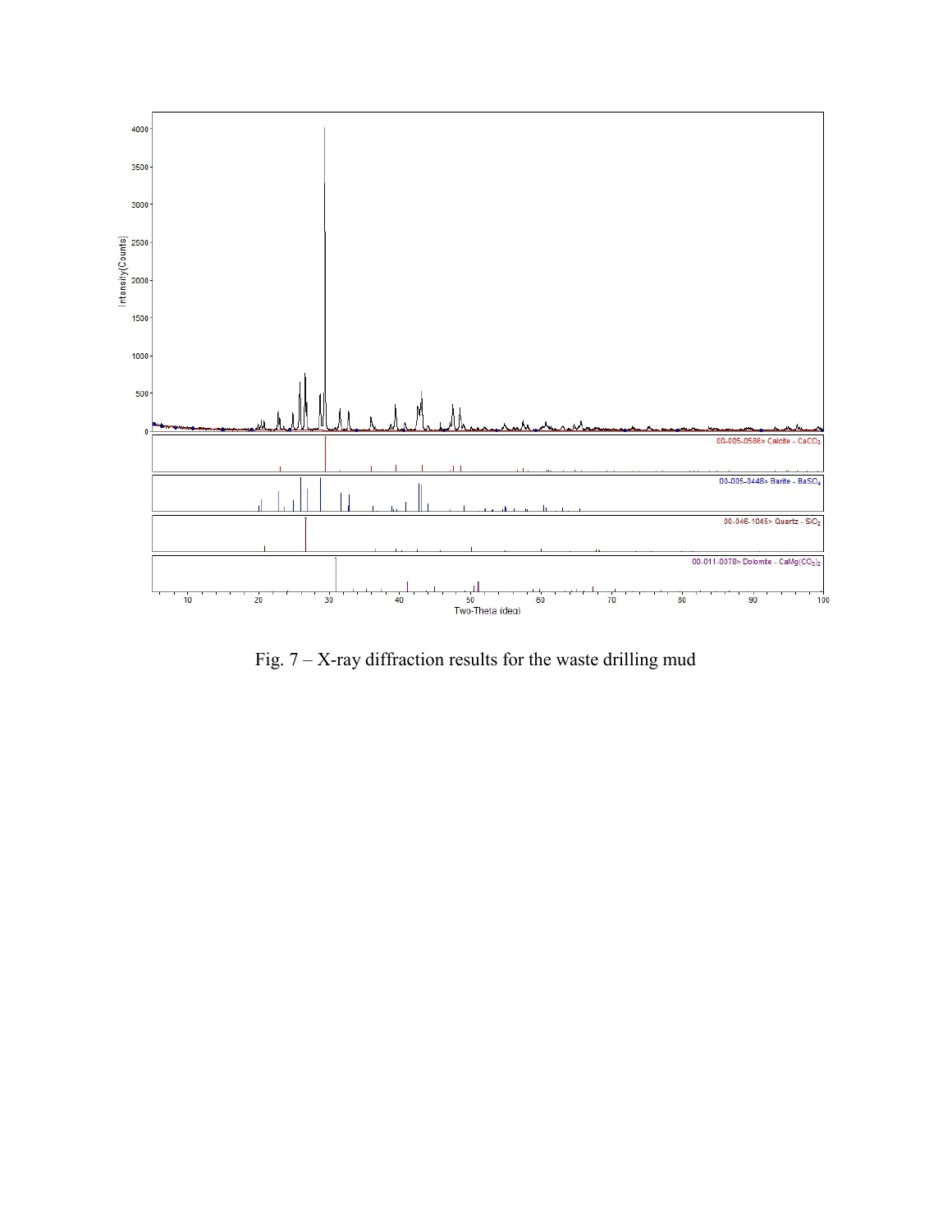Fig. 7 – X-ray diffraction results for the waste drilling mud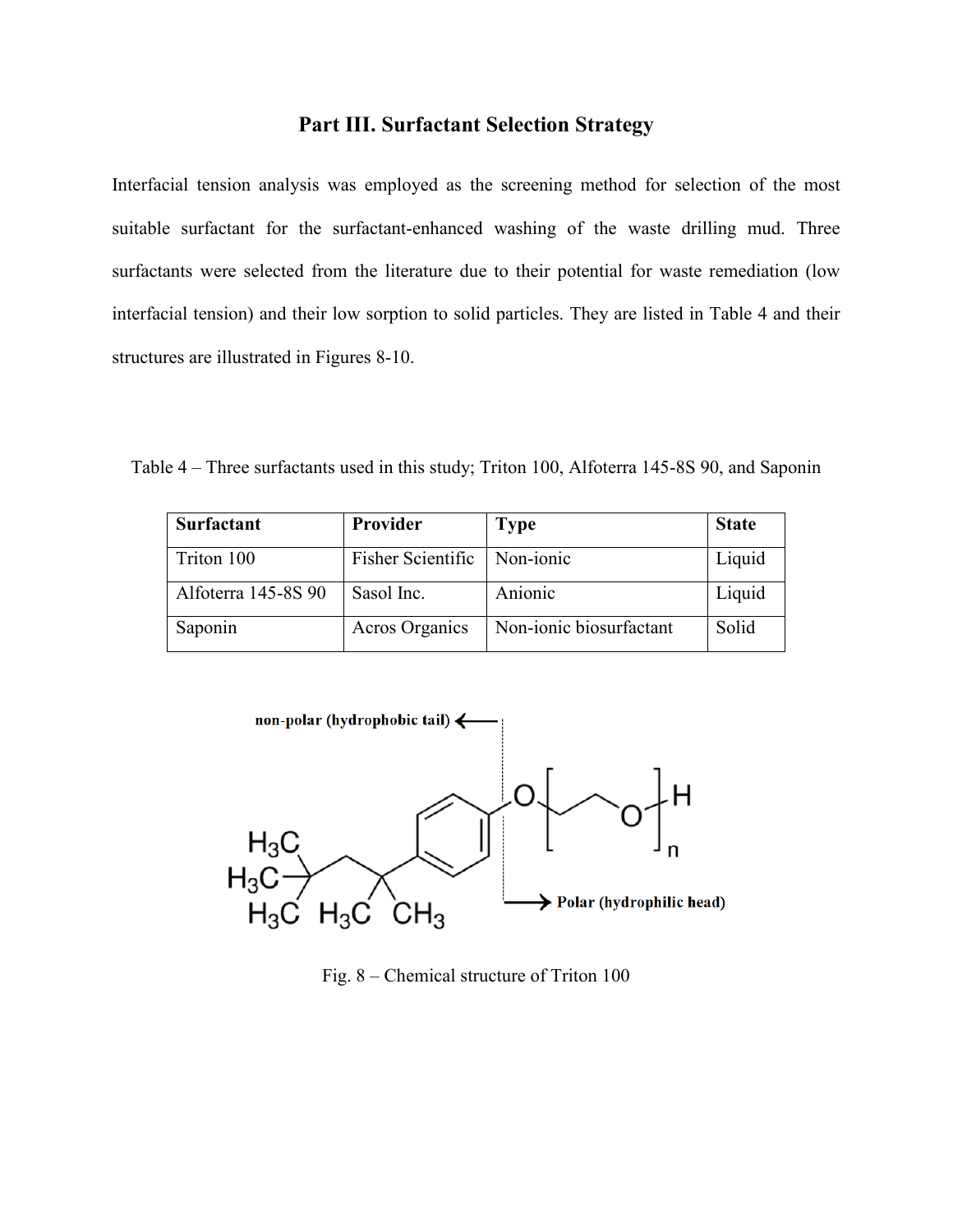## Part III. Surfactant Selection Strategy

Interfacial tension analysis was employed as the screening method for selection of the most suitable surfactant for the surfactant-enhanced washing of the waste drilling mud. Three surfactants were selected from the literature due to their potential for waste remediation (low interfacial tension) and their low sorption to solid particles. They are listed in Table 4 and their structures are illustrated in Figures 8-10.

Table 4 – Three surfactants used in this study; Triton 100, Alfoterra 145-8S 90, and Saponin

| Surfactant | Provider | Type | State |
| --- | --- | --- | --- |
| Triton 100 | Fisher Scientific | Non-ionic | Liquid |
| Alfoterra 145-8S 90 | Sasol Inc. | Anionic | Liquid |
| Saponin | Acros Organics | Non-ionic biosurfactant | Solid |

Fig. 8 – Chemical structure of Triton 100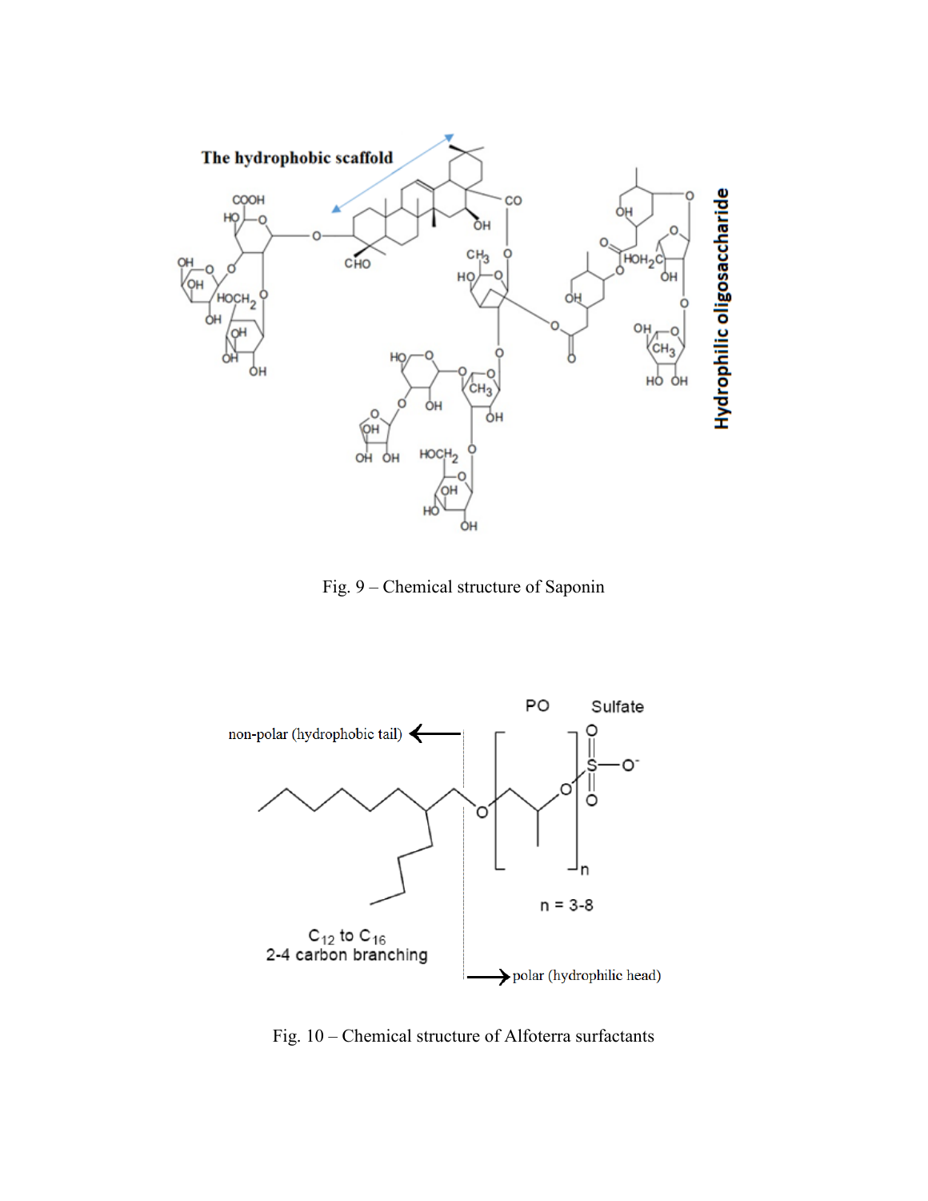Fig. 9 – Chemical structure of Saponin

Fig. 10 – Chemical structure of Alfoterra surfactants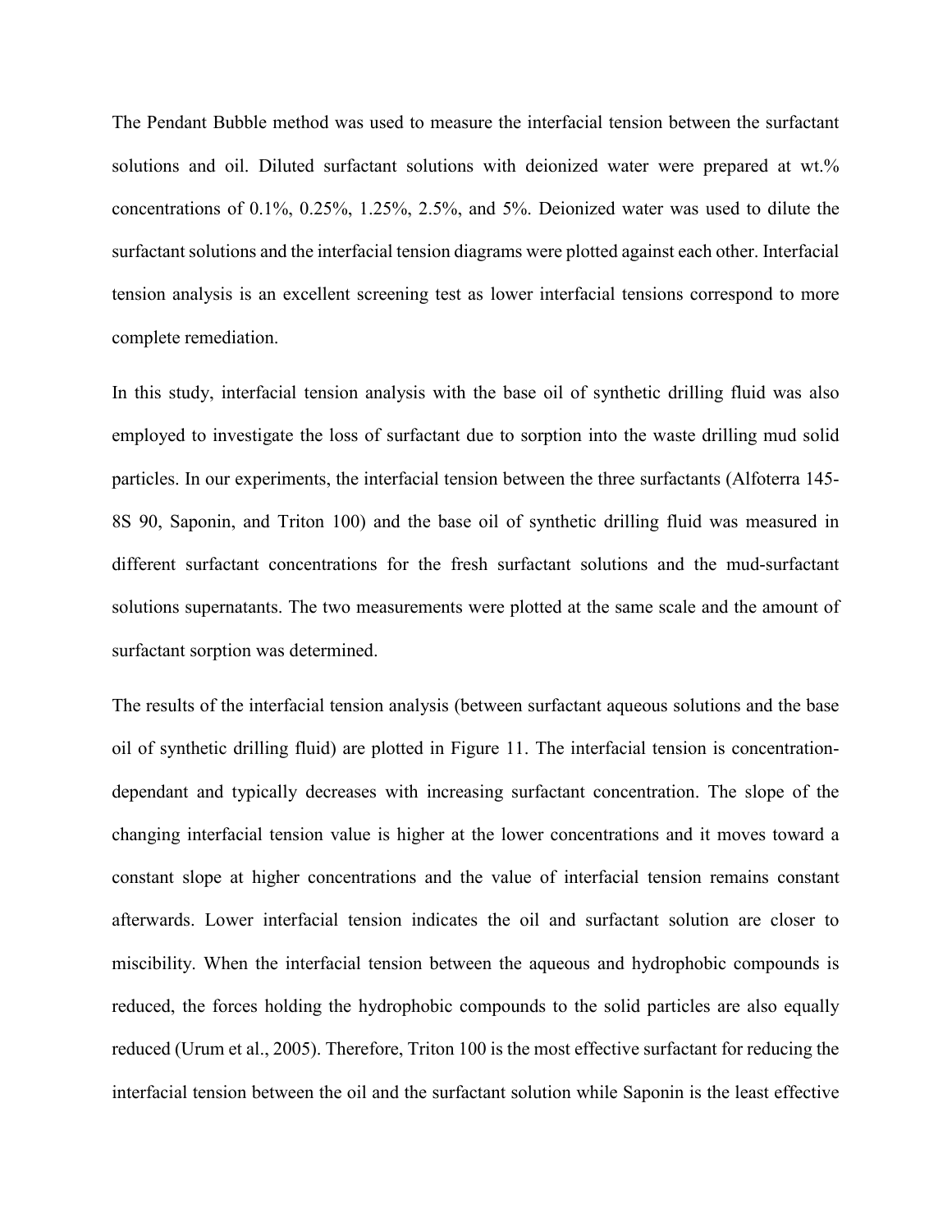The Pendant Bubble method was used to measure the interfacial tension between the surfactant solutions and oil. Diluted surfactant solutions with deionized water were prepared at wt.% concentrations of 0.1%, 0.25%, 1.25%, 2.5%, and 5%. Deionized water was used to dilute the surfactant solutions and the interfacial tension diagrams were plotted against each other. Interfacial tension analysis is an excellent screening test as lower interfacial tensions correspond to more complete remediation.

In this study, interfacial tension analysis with the base oil of synthetic drilling fluid was also employed to investigate the loss of surfactant due to sorption into the waste drilling mud solid particles. In our experiments, the interfacial tension between the three surfactants (Alfoterra 145-8S 90, Saponin, and Triton 100) and the base oil of synthetic drilling fluid was measured in different surfactant concentrations for the fresh surfactant solutions and the mud-surfactant solutions supernatants. The two measurements were plotted at the same scale and the amount of surfactant sorption was determined.

The results of the interfacial tension analysis (between surfactant aqueous solutions and the base oil of synthetic drilling fluid) are plotted in Figure 11. The interfacial tension is concentration-dependant and typically decreases with increasing surfactant concentration. The slope of the changing interfacial tension value is higher at the lower concentrations and it moves toward a constant slope at higher concentrations and the value of interfacial tension remains constant afterwards. Lower interfacial tension indicates the oil and surfactant solution are closer to miscibility. When the interfacial tension between the aqueous and hydrophobic compounds is reduced, the forces holding the hydrophobic compounds to the solid particles are also equally reduced (Urum et al., 2005). Therefore, Triton 100 is the most effective surfactant for reducing the interfacial tension between the oil and the surfactant solution while Saponin is the least effective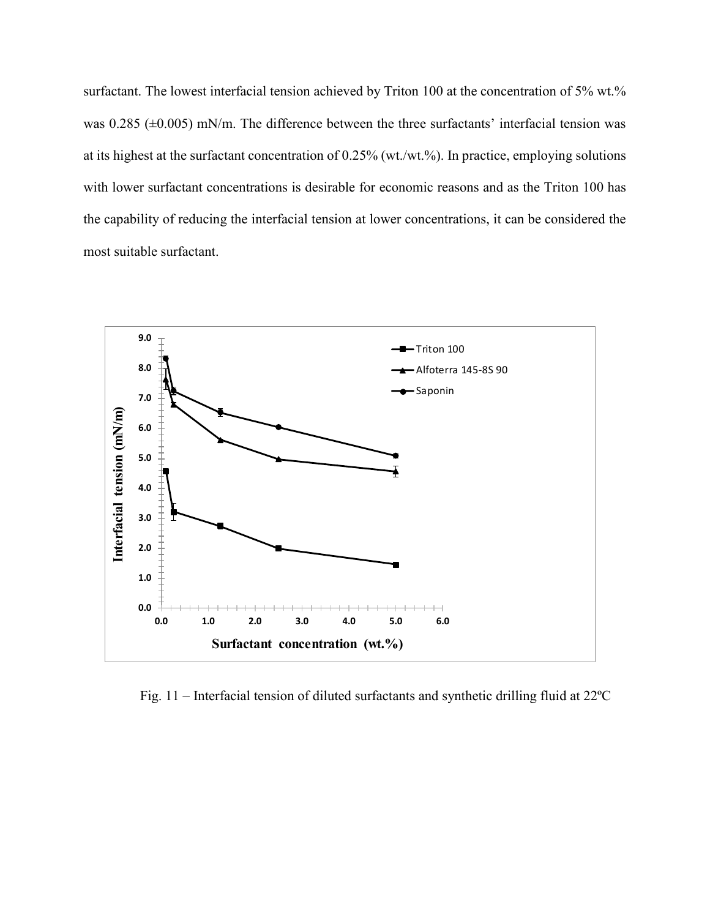surfactant. The lowest interfacial tension achieved by Triton 100 at the concentration of 5% wt.% was 0.285 (±0.005) mN/m. The difference between the three surfactants' interfacial tension was at its highest at the surfactant concentration of 0.25% (wt./wt.%). In practice, employing solutions with lower surfactant concentrations is desirable for economic reasons and as the Triton 100 has the capability of reducing the interfacial tension at lower concentrations, it can be considered the most suitable surfactant.

Fig. 11 – Interfacial tension of diluted surfactants and synthetic drilling fluid at 22ºC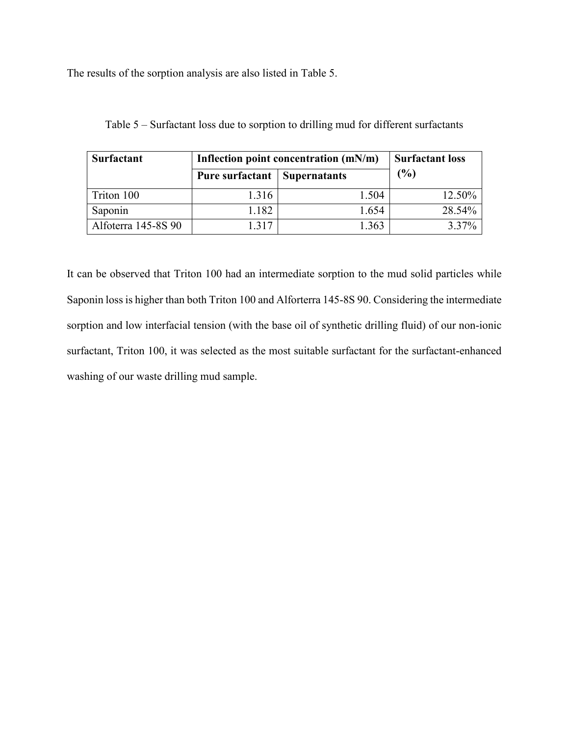The results of the sorption analysis are also listed in Table 5.

Table 5 – Surfactant loss due to sorption to drilling mud for different surfactants

| Surfactant | Inflection point concentration (mN/m) | | Surfactant loss (%) |
|---|---|---|---|
| | Pure surfactant | Supernatants | |
| Triton 100 | 1.316 | 1.504 | 12.50% |
| Saponin | 1.182 | 1.654 | 28.54% |
| Alfoterra 145-8S 90 | 1.317 | 1.363 | 3.37% |

It can be observed that Triton 100 had an intermediate sorption to the mud solid particles while Saponin loss is higher than both Triton 100 and Alforterra 145-8S 90. Considering the intermediate sorption and low interfacial tension (with the base oil of synthetic drilling fluid) of our non-ionic surfactant, Triton 100, it was selected as the most suitable surfactant for the surfactant-enhanced washing of our waste drilling mud sample.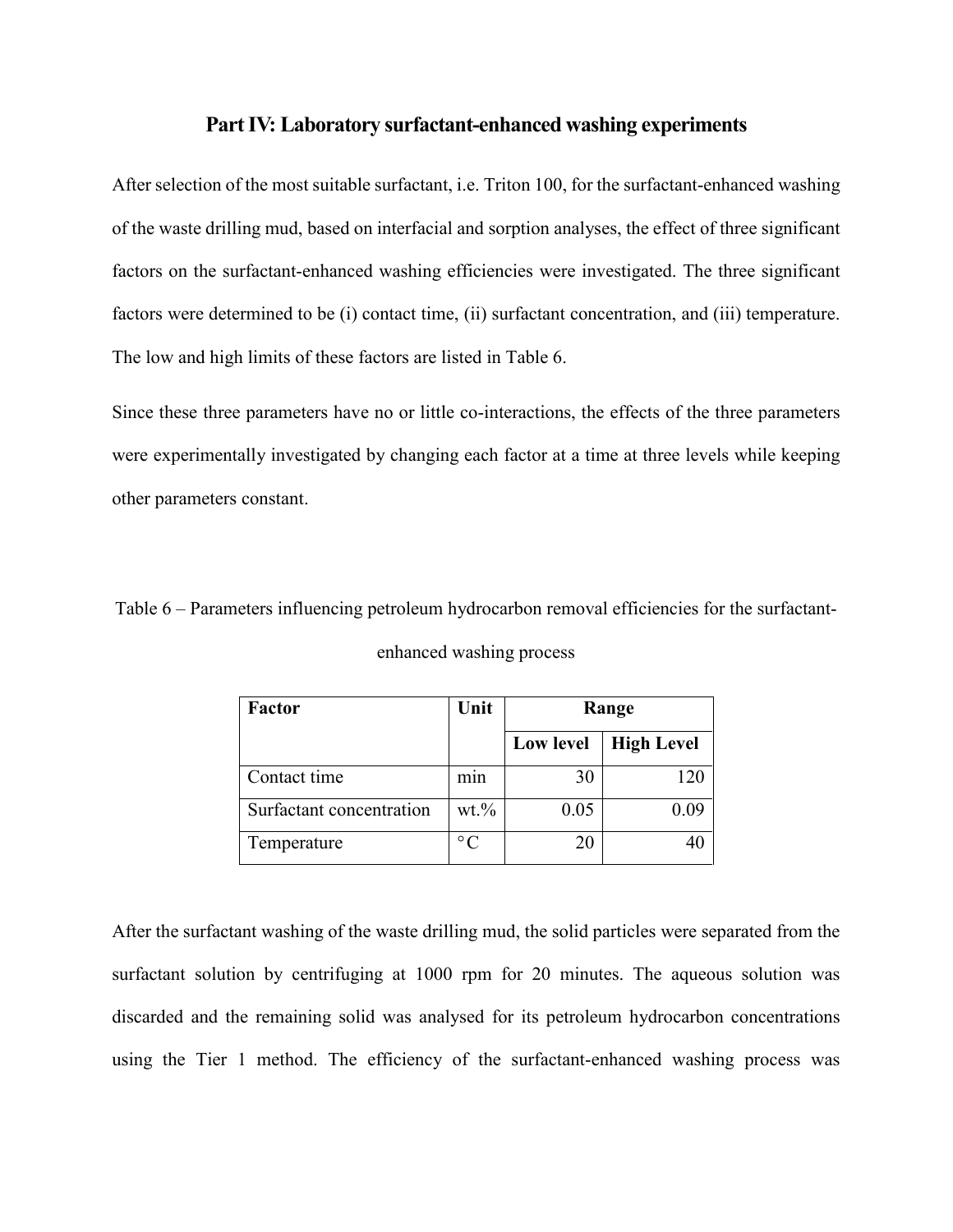## Part IV: Laboratory surfactant-enhanced washing experiments

After selection of the most suitable surfactant, i.e. Triton 100, for the surfactant-enhanced washing of the waste drilling mud, based on interfacial and sorption analyses, the effect of three significant factors on the surfactant-enhanced washing efficiencies were investigated. The three significant factors were determined to be (i) contact time, (ii) surfactant concentration, and (iii) temperature. The low and high limits of these factors are listed in Table 6.

Since these three parameters have no or little co-interactions, the effects of the three parameters were experimentally investigated by changing each factor at a time at three levels while keeping other parameters constant.

Table 6 – Parameters influencing petroleum hydrocarbon removal efficiencies for the surfactant-enhanced washing process

| Factor | Unit | Range | |
|---|---|---|---|
| | | Low level | High Level |
| Contact time | min | 30 | 120 |
| Surfactant concentration | wt.% | 0.05 | 0.09 |
| Temperature | °C | 20 | 40 |

After the surfactant washing of the waste drilling mud, the solid particles were separated from the surfactant solution by centrifuging at 1000 rpm for 20 minutes. The aqueous solution was discarded and the remaining solid was analysed for its petroleum hydrocarbon concentrations using the Tier 1 method. The efficiency of the surfactant-enhanced washing process was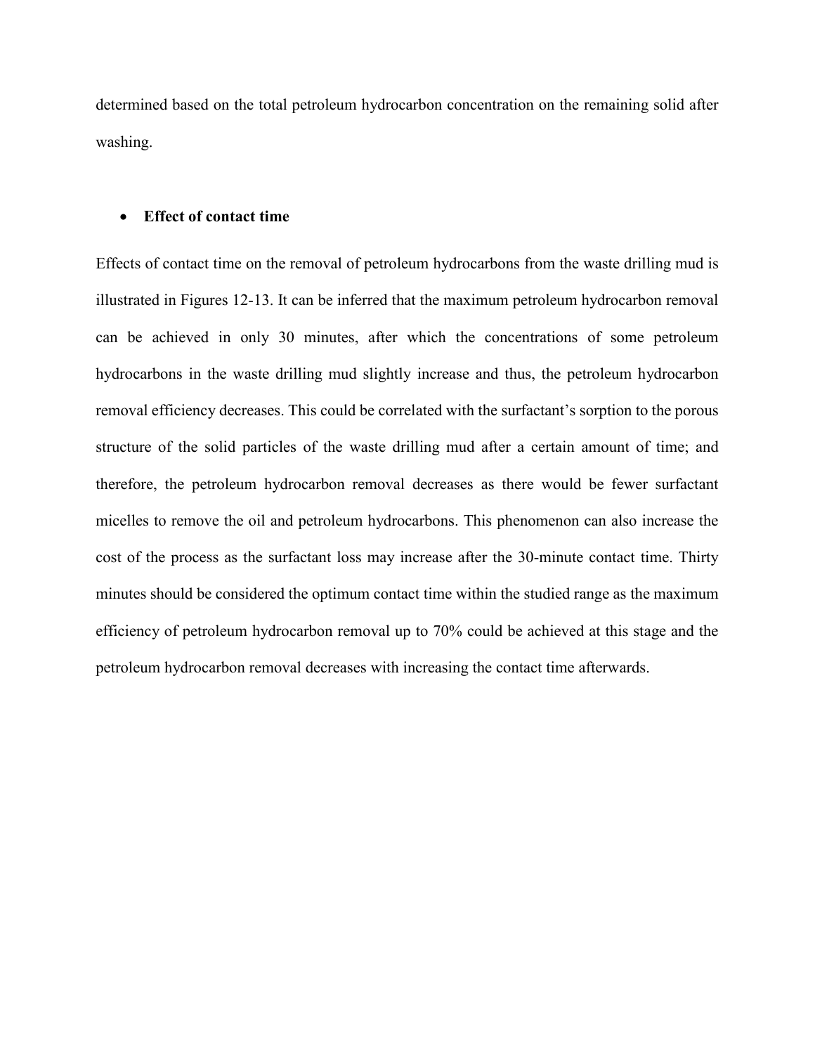determined based on the total petroleum hydrocarbon concentration on the remaining solid after washing.

- **Effect of contact time**

Effects of contact time on the removal of petroleum hydrocarbons from the waste drilling mud is illustrated in Figures 12-13. It can be inferred that the maximum petroleum hydrocarbon removal can be achieved in only 30 minutes, after which the concentrations of some petroleum hydrocarbons in the waste drilling mud slightly increase and thus, the petroleum hydrocarbon removal efficiency decreases. This could be correlated with the surfactant's sorption to the porous structure of the solid particles of the waste drilling mud after a certain amount of time; and therefore, the petroleum hydrocarbon removal decreases as there would be fewer surfactant micelles to remove the oil and petroleum hydrocarbons. This phenomenon can also increase the cost of the process as the surfactant loss may increase after the 30-minute contact time. Thirty minutes should be considered the optimum contact time within the studied range as the maximum efficiency of petroleum hydrocarbon removal up to 70% could be achieved at this stage and the petroleum hydrocarbon removal decreases with increasing the contact time afterwards.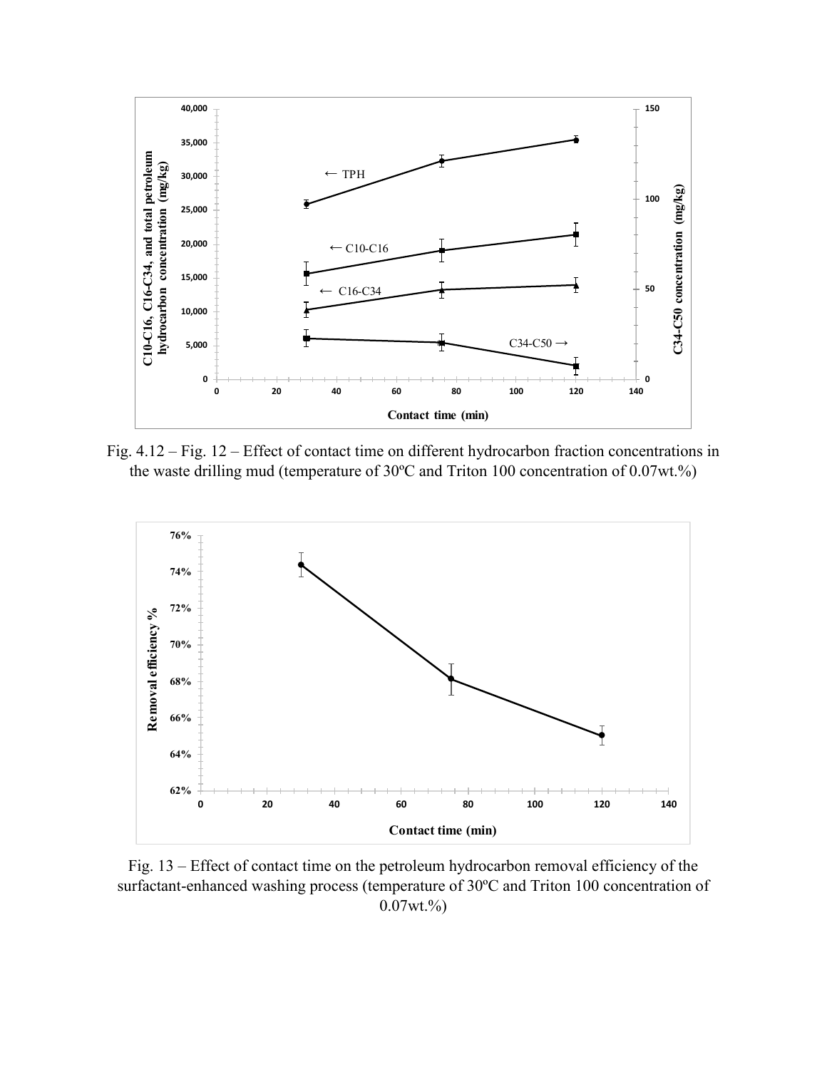Fig. 4.12 – Fig. 12 – Effect of contact time on different hydrocarbon fraction concentrations in the waste drilling mud (temperature of 30ºC and Triton 100 concentration of 0.07wt.%)

Fig. 13 – Effect of contact time on the petroleum hydrocarbon removal efficiency of the surfactant-enhanced washing process (temperature of 30ºC and Triton 100 concentration of 0.07wt.%)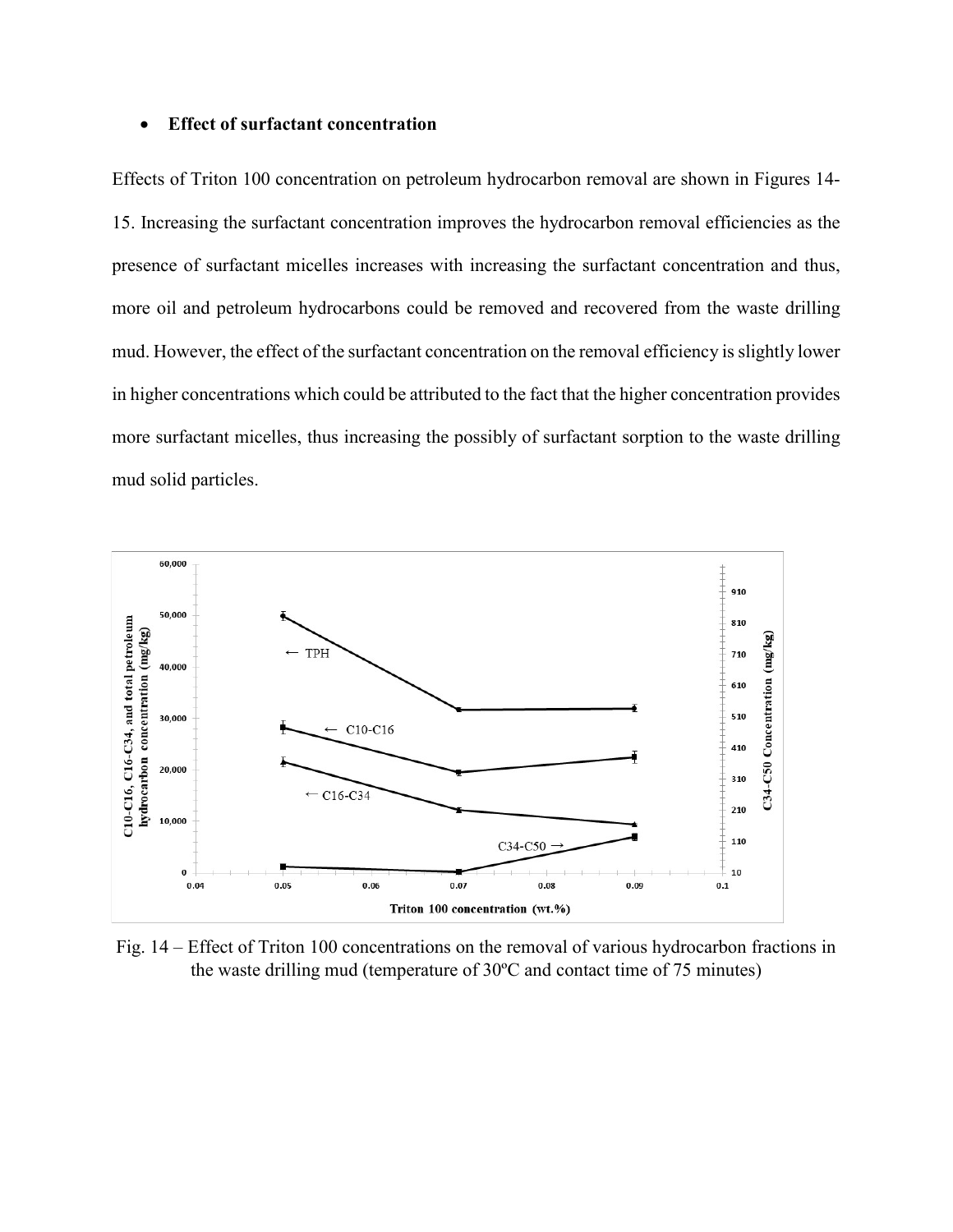- **Effect of surfactant concentration**

Effects of Triton 100 concentration on petroleum hydrocarbon removal are shown in Figures 14-15. Increasing the surfactant concentration improves the hydrocarbon removal efficiencies as the presence of surfactant micelles increases with increasing the surfactant concentration and thus, more oil and petroleum hydrocarbons could be removed and recovered from the waste drilling mud. However, the effect of the surfactant concentration on the removal efficiency is slightly lower in higher concentrations which could be attributed to the fact that the higher concentration provides more surfactant micelles, thus increasing the possibly of surfactant sorption to the waste drilling mud solid particles.

Fig. 14 – Effect of Triton 100 concentrations on the removal of various hydrocarbon fractions in the waste drilling mud (temperature of 30ºC and contact time of 75 minutes)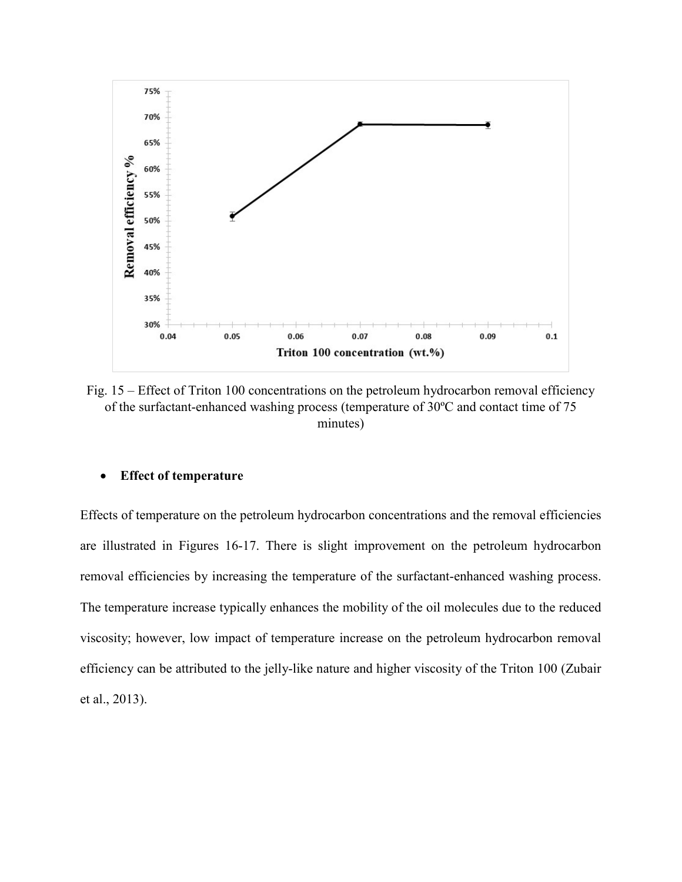Fig. 15 – Effect of Triton 100 concentrations on the petroleum hydrocarbon removal efficiency of the surfactant-enhanced washing process (temperature of 30ºC and contact time of 75 minutes)

- **Effect of temperature**

Effects of temperature on the petroleum hydrocarbon concentrations and the removal efficiencies are illustrated in Figures 16-17. There is slight improvement on the petroleum hydrocarbon removal efficiencies by increasing the temperature of the surfactant-enhanced washing process. The temperature increase typically enhances the mobility of the oil molecules due to the reduced viscosity; however, low impact of temperature increase on the petroleum hydrocarbon removal efficiency can be attributed to the jelly-like nature and higher viscosity of the Triton 100 (Zubair et al., 2013).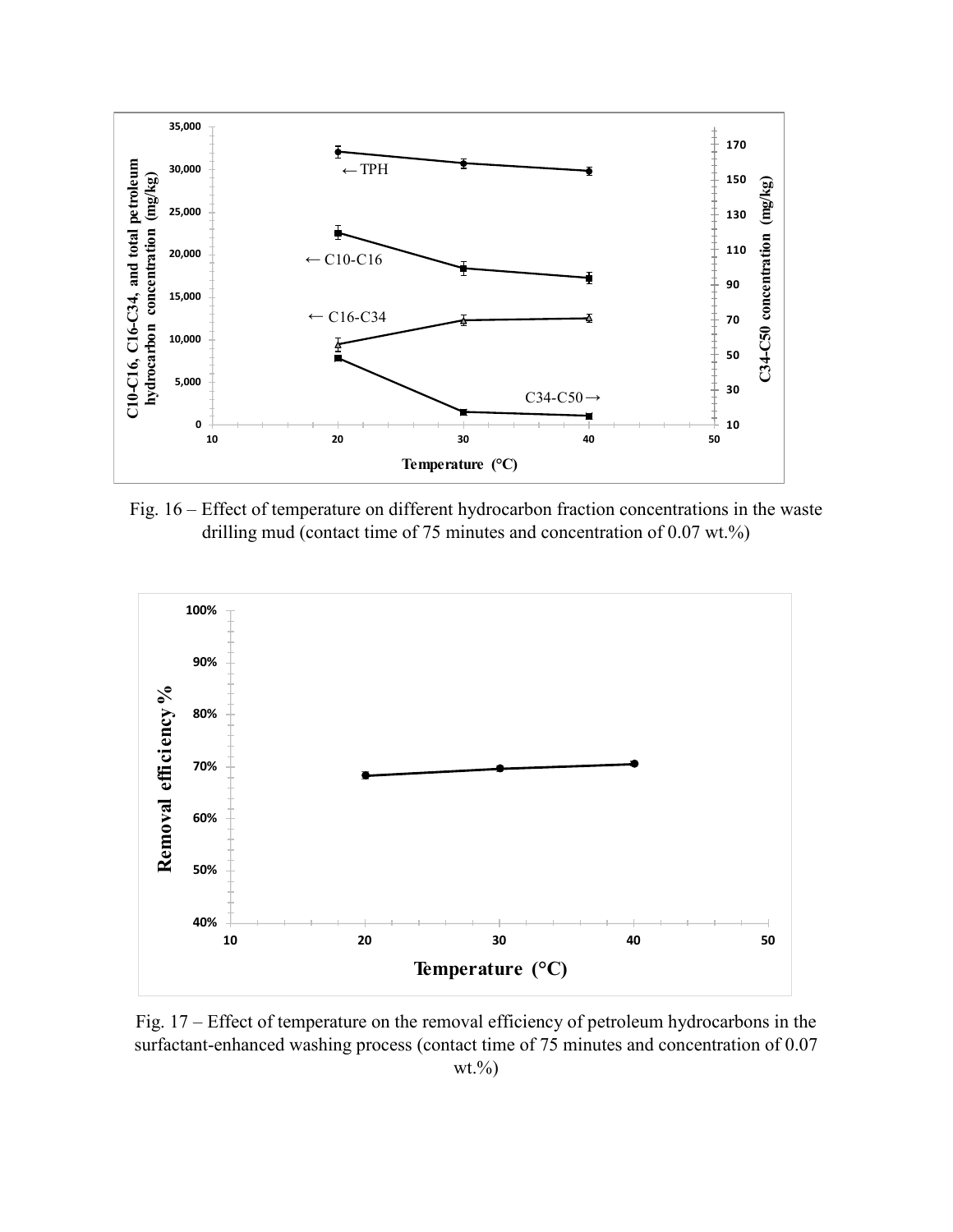Fig. 16 – Effect of temperature on different hydrocarbon fraction concentrations in the waste drilling mud (contact time of 75 minutes and concentration of 0.07 wt.%)

Fig. 17 – Effect of temperature on the removal efficiency of petroleum hydrocarbons in the surfactant-enhanced washing process (contact time of 75 minutes and concentration of 0.07 wt.%)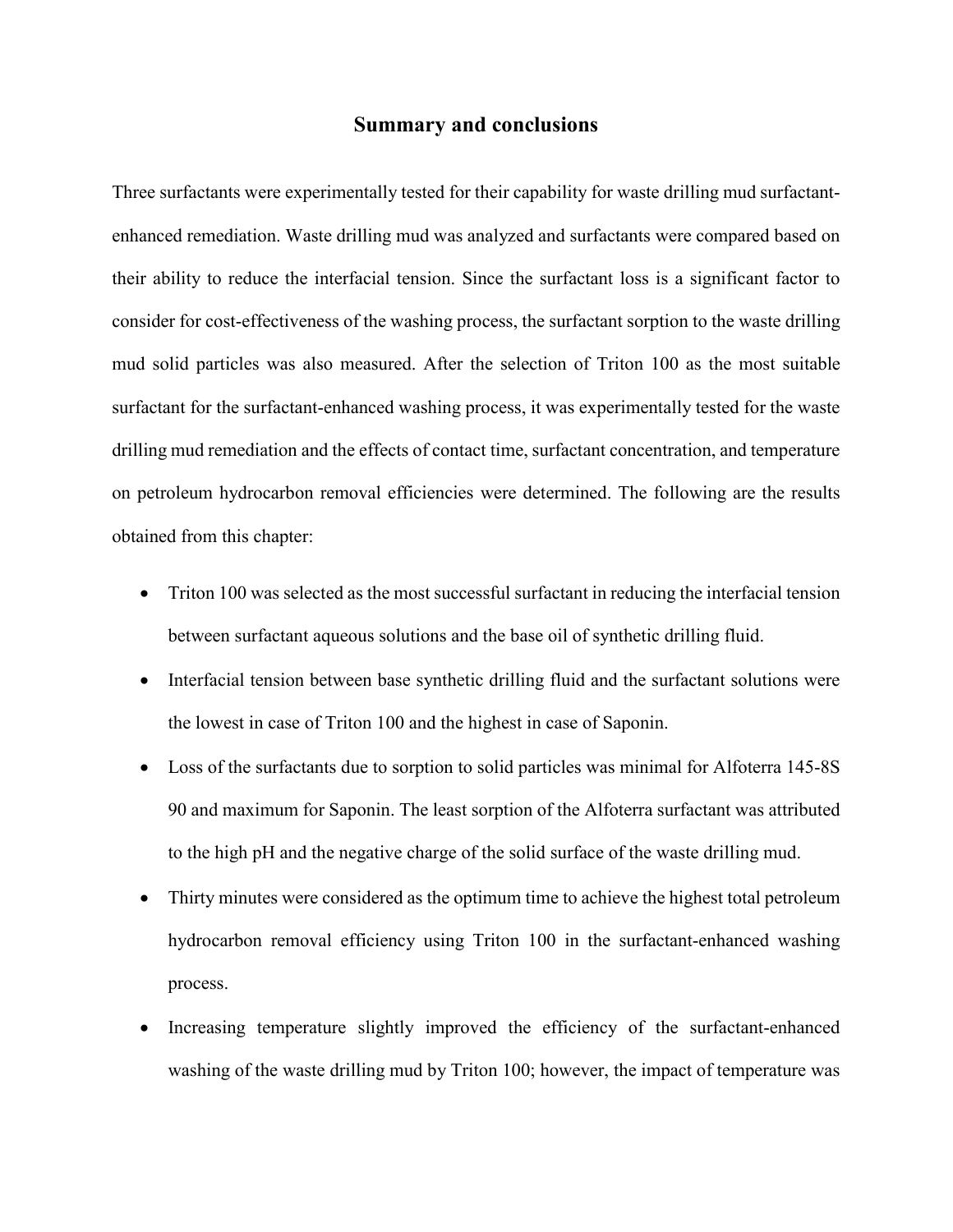## Summary and conclusions

Three surfactants were experimentally tested for their capability for waste drilling mud surfactant-enhanced remediation. Waste drilling mud was analyzed and surfactants were compared based on their ability to reduce the interfacial tension. Since the surfactant loss is a significant factor to consider for cost-effectiveness of the washing process, the surfactant sorption to the waste drilling mud solid particles was also measured. After the selection of Triton 100 as the most suitable surfactant for the surfactant-enhanced washing process, it was experimentally tested for the waste drilling mud remediation and the effects of contact time, surfactant concentration, and temperature on petroleum hydrocarbon removal efficiencies were determined. The following are the results obtained from this chapter:

- Triton 100 was selected as the most successful surfactant in reducing the interfacial tension between surfactant aqueous solutions and the base oil of synthetic drilling fluid.
- Interfacial tension between base synthetic drilling fluid and the surfactant solutions were the lowest in case of Triton 100 and the highest in case of Saponin.
- Loss of the surfactants due to sorption to solid particles was minimal for Alfoterra 145-8S 90 and maximum for Saponin. The least sorption of the Alfoterra surfactant was attributed to the high pH and the negative charge of the solid surface of the waste drilling mud.
- Thirty minutes were considered as the optimum time to achieve the highest total petroleum hydrocarbon removal efficiency using Triton 100 in the surfactant-enhanced washing process.
- Increasing temperature slightly improved the efficiency of the surfactant-enhanced washing of the waste drilling mud by Triton 100; however, the impact of temperature was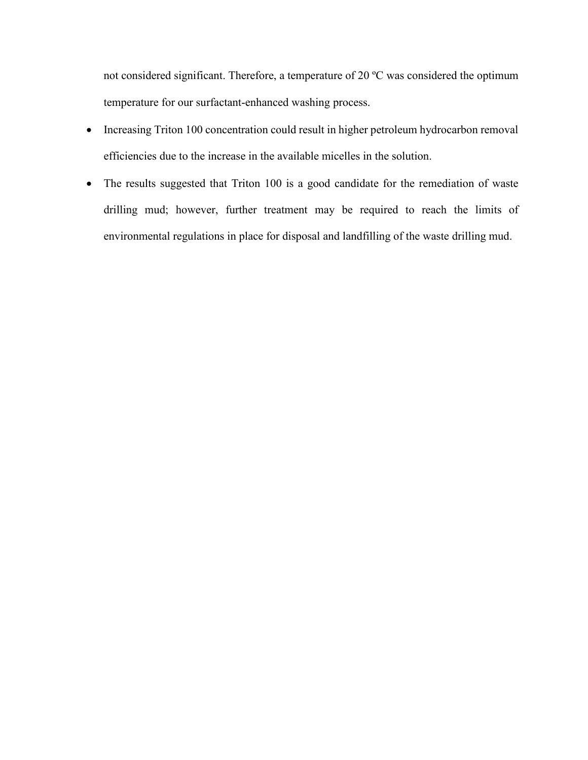not considered significant. Therefore, a temperature of 20 ºC was considered the optimum temperature for our surfactant-enhanced washing process.

- Increasing Triton 100 concentration could result in higher petroleum hydrocarbon removal efficiencies due to the increase in the available micelles in the solution.
- The results suggested that Triton 100 is a good candidate for the remediation of waste drilling mud; however, further treatment may be required to reach the limits of environmental regulations in place for disposal and landfilling of the waste drilling mud.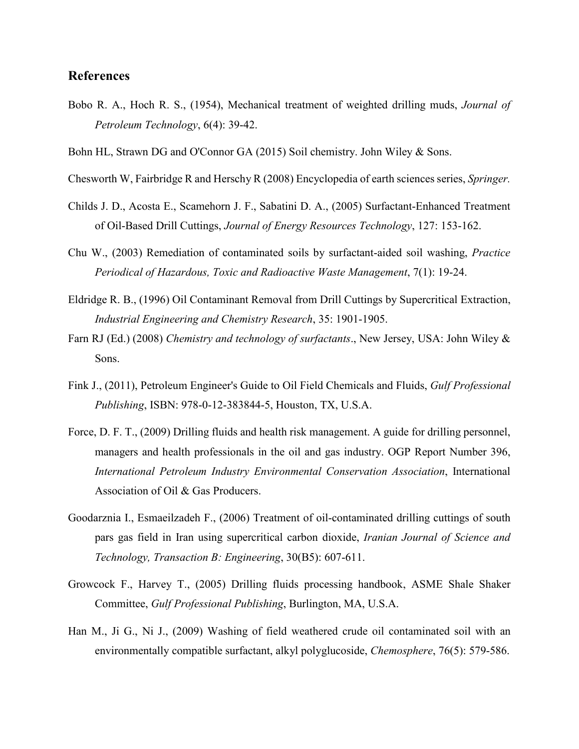## References

Bobo R. A., Hoch R. S., (1954), Mechanical treatment of weighted drilling muds, *Journal of Petroleum Technology*, 6(4): 39-42.

Bohn HL, Strawn DG and O'Connor GA (2015) Soil chemistry. John Wiley & Sons.

Chesworth W, Fairbridge R and Herschy R (2008) Encyclopedia of earth sciences series, *Springer.*

Childs J. D., Acosta E., Scamehorn J. F., Sabatini D. A., (2005) Surfactant-Enhanced Treatment of Oil-Based Drill Cuttings, *Journal of Energy Resources Technology*, 127: 153-162.

Chu W., (2003) Remediation of contaminated soils by surfactant-aided soil washing, *Practice Periodical of Hazardous, Toxic and Radioactive Waste Management*, 7(1): 19-24.

Eldridge R. B., (1996) Oil Contaminant Removal from Drill Cuttings by Supercritical Extraction, *Industrial Engineering and Chemistry Research*, 35: 1901-1905.

Farn RJ (Ed.) (2008) *Chemistry and technology of surfactants*., New Jersey, USA: John Wiley & Sons.

Fink J., (2011), Petroleum Engineer's Guide to Oil Field Chemicals and Fluids, *Gulf Professional Publishing*, ISBN: 978-0-12-383844-5, Houston, TX, U.S.A.

Force, D. F. T., (2009) Drilling fluids and health risk management. A guide for drilling personnel, managers and health professionals in the oil and gas industry. OGP Report Number 396, *International Petroleum Industry Environmental Conservation Association*, International Association of Oil & Gas Producers.

Goodarznia I., Esmaeilzadeh F., (2006) Treatment of oil-contaminated drilling cuttings of south pars gas field in Iran using supercritical carbon dioxide, *Iranian Journal of Science and Technology, Transaction B: Engineering*, 30(B5): 607-611.

Growcock F., Harvey T., (2005) Drilling fluids processing handbook, ASME Shale Shaker Committee, *Gulf Professional Publishing*, Burlington, MA, U.S.A.

Han M., Ji G., Ni J., (2009) Washing of field weathered crude oil contaminated soil with an environmentally compatible surfactant, alkyl polyglucoside, *Chemosphere*, 76(5): 579-586.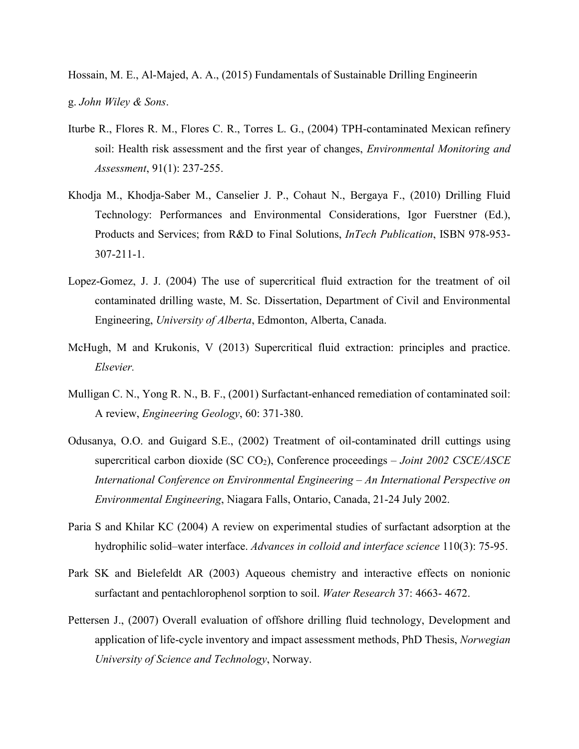Hossain, M. E., Al-Majed, A. A., (2015) Fundamentals of Sustainable Drilling Engineerin

g. *John Wiley & Sons*.

Iturbe R., Flores R. M., Flores C. R., Torres L. G., (2004) TPH-contaminated Mexican refinery soil: Health risk assessment and the first year of changes, *Environmental Monitoring and Assessment*, 91(1): 237-255.

Khodja M., Khodja-Saber M., Canselier J. P., Cohaut N., Bergaya F., (2010) Drilling Fluid Technology: Performances and Environmental Considerations, Igor Fuerstner (Ed.), Products and Services; from R&D to Final Solutions, *InTech Publication*, ISBN 978-953-307-211-1.

Lopez-Gomez, J. J. (2004) The use of supercritical fluid extraction for the treatment of oil contaminated drilling waste, M. Sc. Dissertation, Department of Civil and Environmental Engineering, *University of Alberta*, Edmonton, Alberta, Canada.

McHugh, M and Krukonis, V (2013) Supercritical fluid extraction: principles and practice. *Elsevier.*

Mulligan C. N., Yong R. N., B. F., (2001) Surfactant-enhanced remediation of contaminated soil: A review, *Engineering Geology*, 60: 371-380.

Odusanya, O.O. and Guigard S.E., (2002) Treatment of oil-contaminated drill cuttings using supercritical carbon dioxide (SC $CO_2$), Conference proceedings – *Joint 2002 CSCE/ASCE International Conference on Environmental Engineering – An International Perspective on Environmental Engineering*, Niagara Falls, Ontario, Canada, 21-24 July 2002.

Paria S and Khilar KC (2004) A review on experimental studies of surfactant adsorption at the hydrophilic solid–water interface. *Advances in colloid and interface science* 110(3): 75-95.

Park SK and Bielefeldt AR (2003) Aqueous chemistry and interactive effects on nonionic surfactant and pentachlorophenol sorption to soil. *Water Research* 37: 4663- 4672.

Pettersen J., (2007) Overall evaluation of offshore drilling fluid technology, Development and application of life-cycle inventory and impact assessment methods, PhD Thesis, *Norwegian University of Science and Technology*, Norway.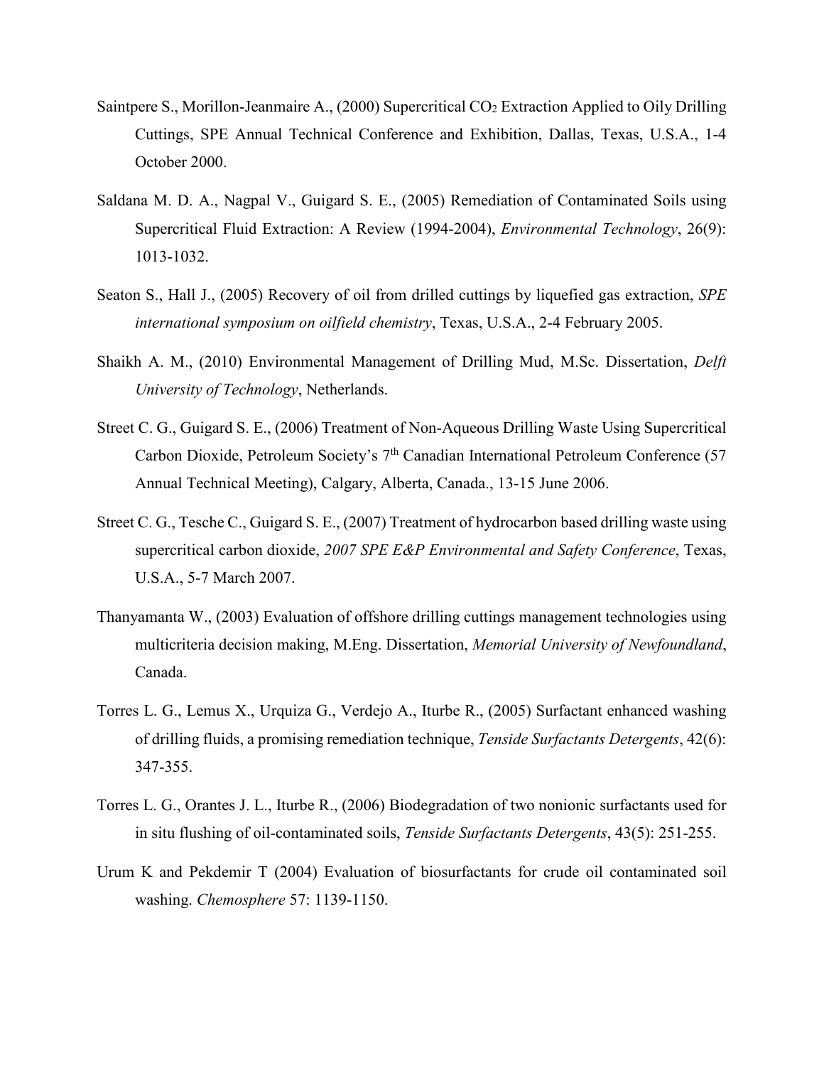Saintpere S., Morillon-Jeanmaire A., (2000) Supercritical $CO_2$ Extraction Applied to Oily Drilling Cuttings, SPE Annual Technical Conference and Exhibition, Dallas, Texas, U.S.A., 1-4 October 2000.

Saldana M. D. A., Nagpal V., Guigard S. E., (2005) Remediation of Contaminated Soils using Supercritical Fluid Extraction: A Review (1994-2004), *Environmental Technology*, 26(9): 1013-1032.

Seaton S., Hall J., (2005) Recovery of oil from drilled cuttings by liquefied gas extraction, *SPE international symposium on oilfield chemistry*, Texas, U.S.A., 2-4 February 2005.

Shaikh A. M., (2010) Environmental Management of Drilling Mud, M.Sc. Dissertation, *Delft University of Technology*, Netherlands.

Street C. G., Guigard S. E., (2006) Treatment of Non-Aqueous Drilling Waste Using Supercritical Carbon Dioxide, Petroleum Society's 7$^{th}$ Canadian International Petroleum Conference (57 Annual Technical Meeting), Calgary, Alberta, Canada., 13-15 June 2006.

Street C. G., Tesche C., Guigard S. E., (2007) Treatment of hydrocarbon based drilling waste using supercritical carbon dioxide, *2007 SPE E&P Environmental and Safety Conference*, Texas, U.S.A., 5-7 March 2007.

Thanyamanta W., (2003) Evaluation of offshore drilling cuttings management technologies using multicriteria decision making, M.Eng. Dissertation, *Memorial University of Newfoundland*, Canada.

Torres L. G., Lemus X., Urquiza G., Verdejo A., Iturbe R., (2005) Surfactant enhanced washing of drilling fluids, a promising remediation technique, *Tenside Surfactants Detergents*, 42(6): 347-355.

Torres L. G., Orantes J. L., Iturbe R., (2006) Biodegradation of two nonionic surfactants used for in situ flushing of oil-contaminated soils, *Tenside Surfactants Detergents*, 43(5): 251-255.

Urum K and Pekdemir T (2004) Evaluation of biosurfactants for crude oil contaminated soil washing. *Chemosphere* 57: 1139-1150.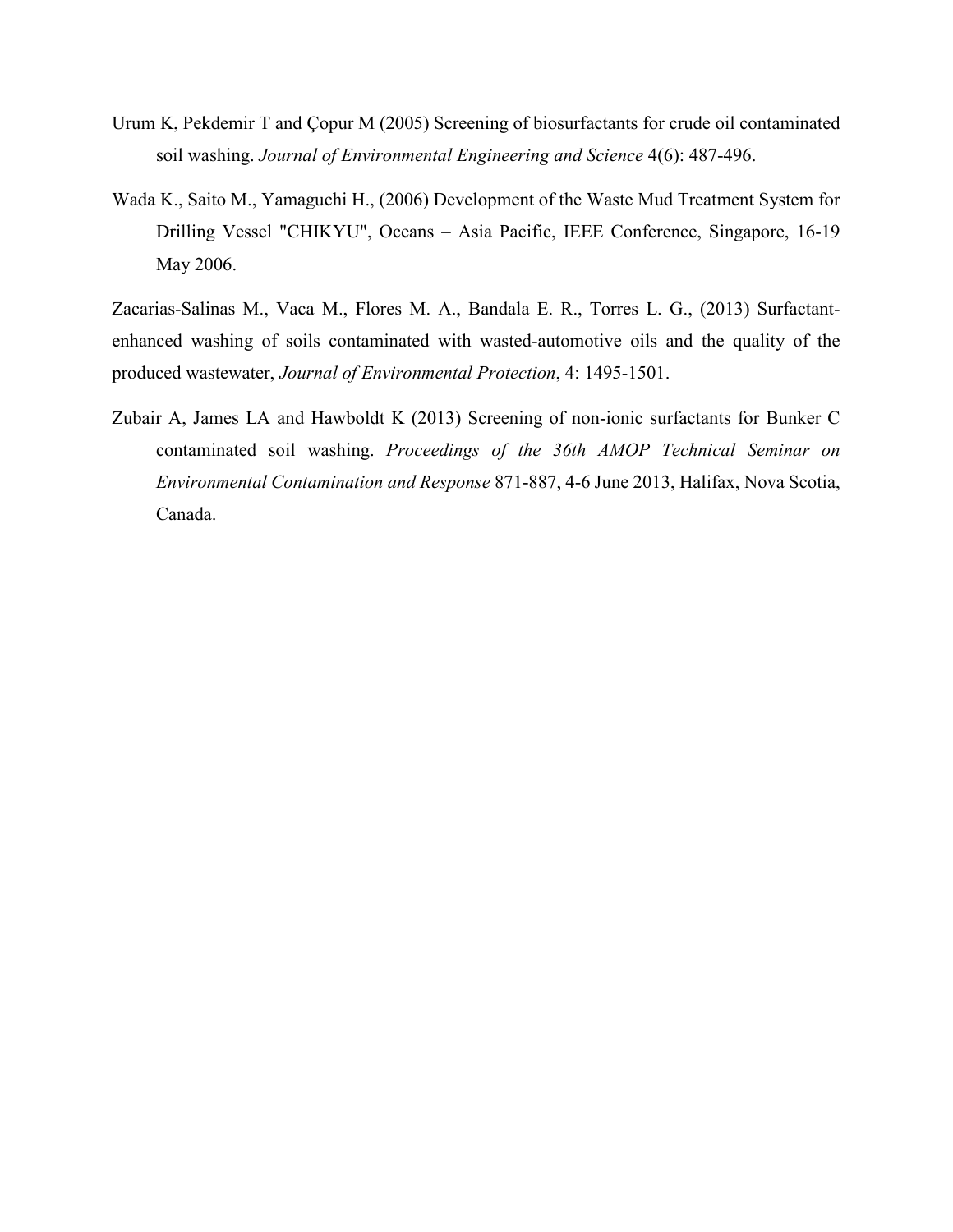Urum K, Pekdemir T and Çopur M (2005) Screening of biosurfactants for crude oil contaminated soil washing. *Journal of Environmental Engineering and Science* 4(6): 487-496.

Wada K., Saito M., Yamaguchi H., (2006) Development of the Waste Mud Treatment System for Drilling Vessel "CHIKYU", Oceans – Asia Pacific, IEEE Conference, Singapore, 16-19 May 2006.

Zacarias-Salinas M., Vaca M., Flores M. A., Bandala E. R., Torres L. G., (2013) Surfactant-enhanced washing of soils contaminated with wasted-automotive oils and the quality of the produced wastewater, *Journal of Environmental Protection*, 4: 1495-1501.

Zubair A, James LA and Hawboldt K (2013) Screening of non-ionic surfactants for Bunker C contaminated soil washing. *Proceedings of the 36th AMOP Technical Seminar on Environmental Contamination and Response* 871-887, 4-6 June 2013, Halifax, Nova Scotia, Canada.